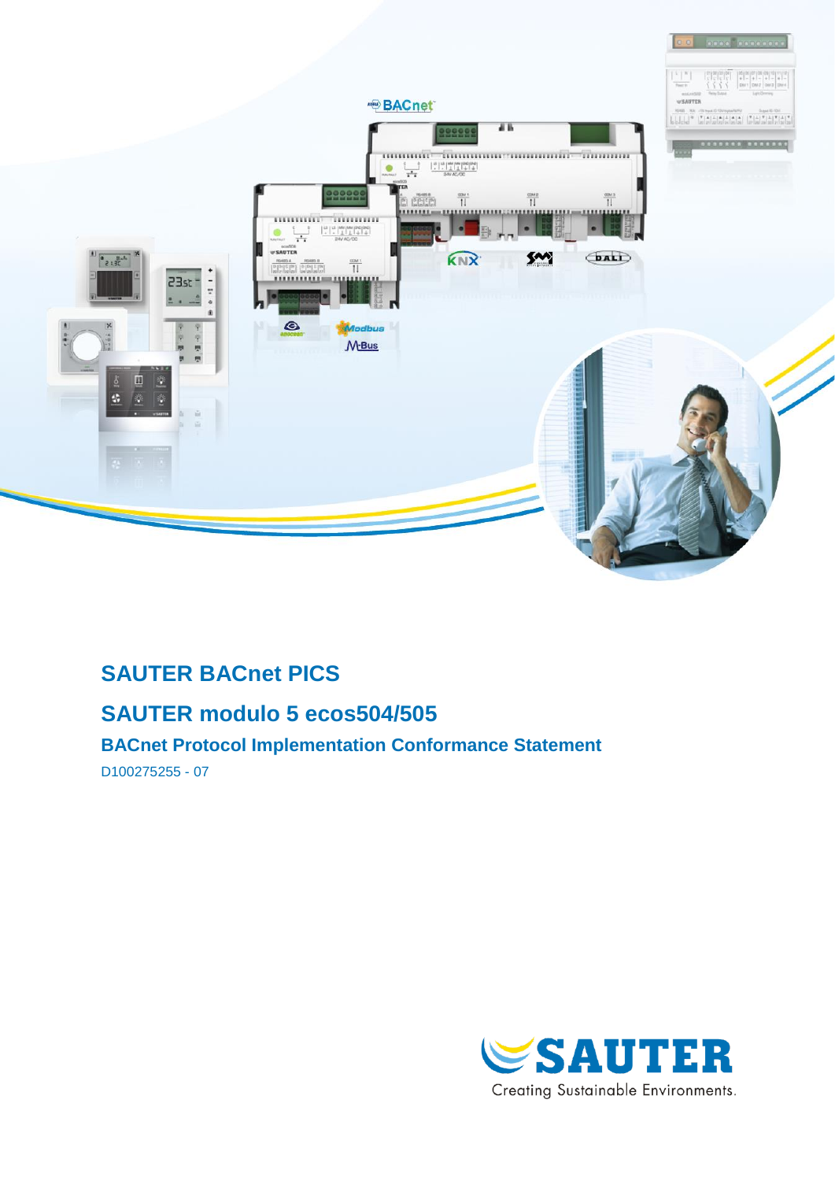# SAUTER BACnet PICS

## SAUTER modulo 5 ecos504/505

### BACnet Protocol Implementation Conformance Statement

D100275255 - 07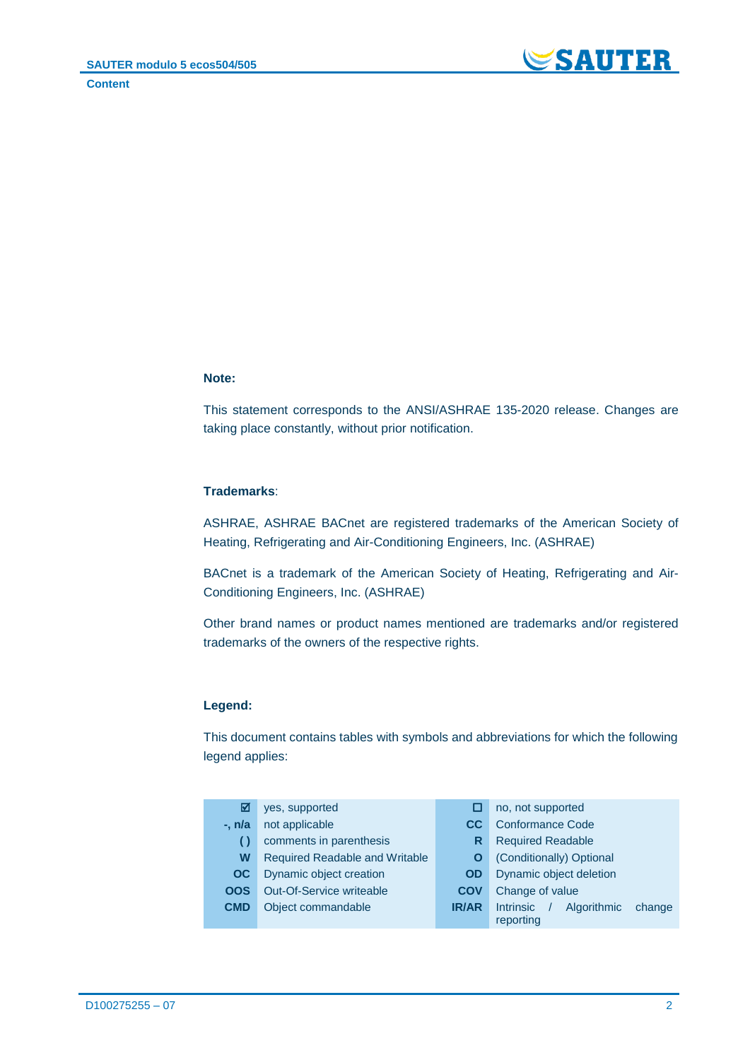**Note:**

This statement corresponds to the ANSI/ASHRAE 135-2020 release. Changes are taking place constantly, without prior notification.

**Trademarks**:

ASHRAE, ASHRAE BACnet are registered trademarks of the American Society of Heating, Refrigerating and Air-Conditioning Engineers, Inc. (ASHRAE)

BACnet is a trademark of the American Society of Heating, Refrigerating and Air-Conditioning Engineers, Inc. (ASHRAE)

Other brand names or product names mentioned are trademarks and/or registered trademarks of the owners of the respective rights.

**Legend:**

This document contains tables with symbols and abbreviations for which the following legend applies:

| Symbol | Meaning | Symbol | Meaning |
|---|---|---|---|
| ☑ | yes, supported | ☐ | no, not supported |
| -, n/a | not applicable | CC | Conformance Code |
| ( ) | comments in parenthesis | R | Required Readable |
| W | Required Readable and Writable | O | (Conditionally) Optional |
| OC | Dynamic object creation | OD | Dynamic object deletion |
| OOS | Out-Of-Service writeable | COV | Change of value |
| CMD | Object commandable | IR/AR | Intrinsic / Algorithmic change reporting |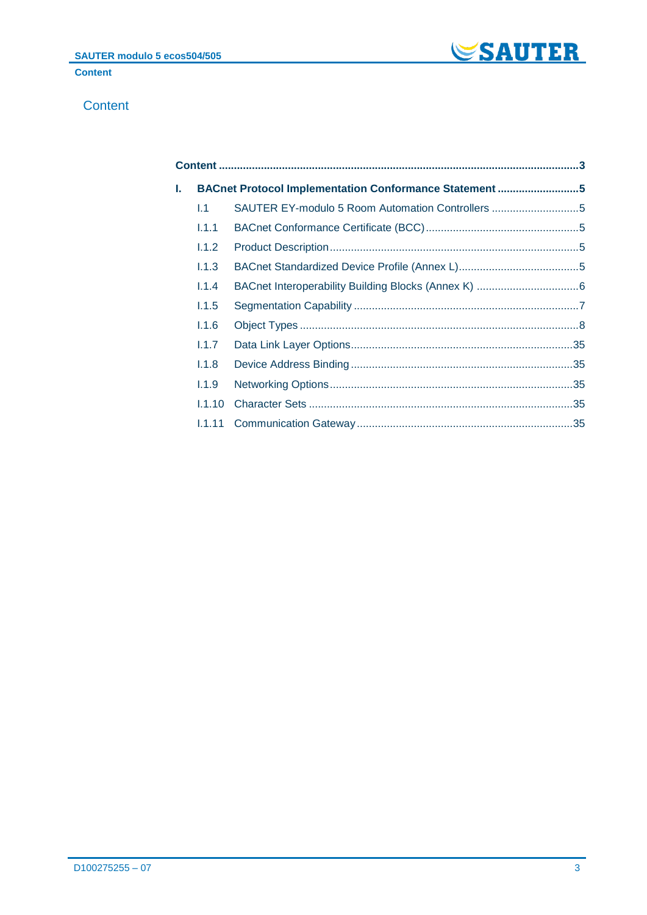# Content

| | | |
|---|---|---|
| **Content** | | **3** |
| **I.** | **BACnet Protocol Implementation Conformance Statement** | **5** |
| I.1 | SAUTER EY-modulo 5 Room Automation Controllers | 5 |
| I.1.1 | BACnet Conformance Certificate (BCC) | 5 |
| I.1.2 | Product Description | 5 |
| I.1.3 | BACnet Standardized Device Profile (Annex L) | 5 |
| I.1.4 | BACnet Interoperability Building Blocks (Annex K) | 6 |
| I.1.5 | Segmentation Capability | 7 |
| I.1.6 | Object Types | 8 |
| I.1.7 | Data Link Layer Options | 35 |
| I.1.8 | Device Address Binding | 35 |
| I.1.9 | Networking Options | 35 |
| I.1.10 | Character Sets | 35 |
| I.1.11 | Communication Gateway | 35 |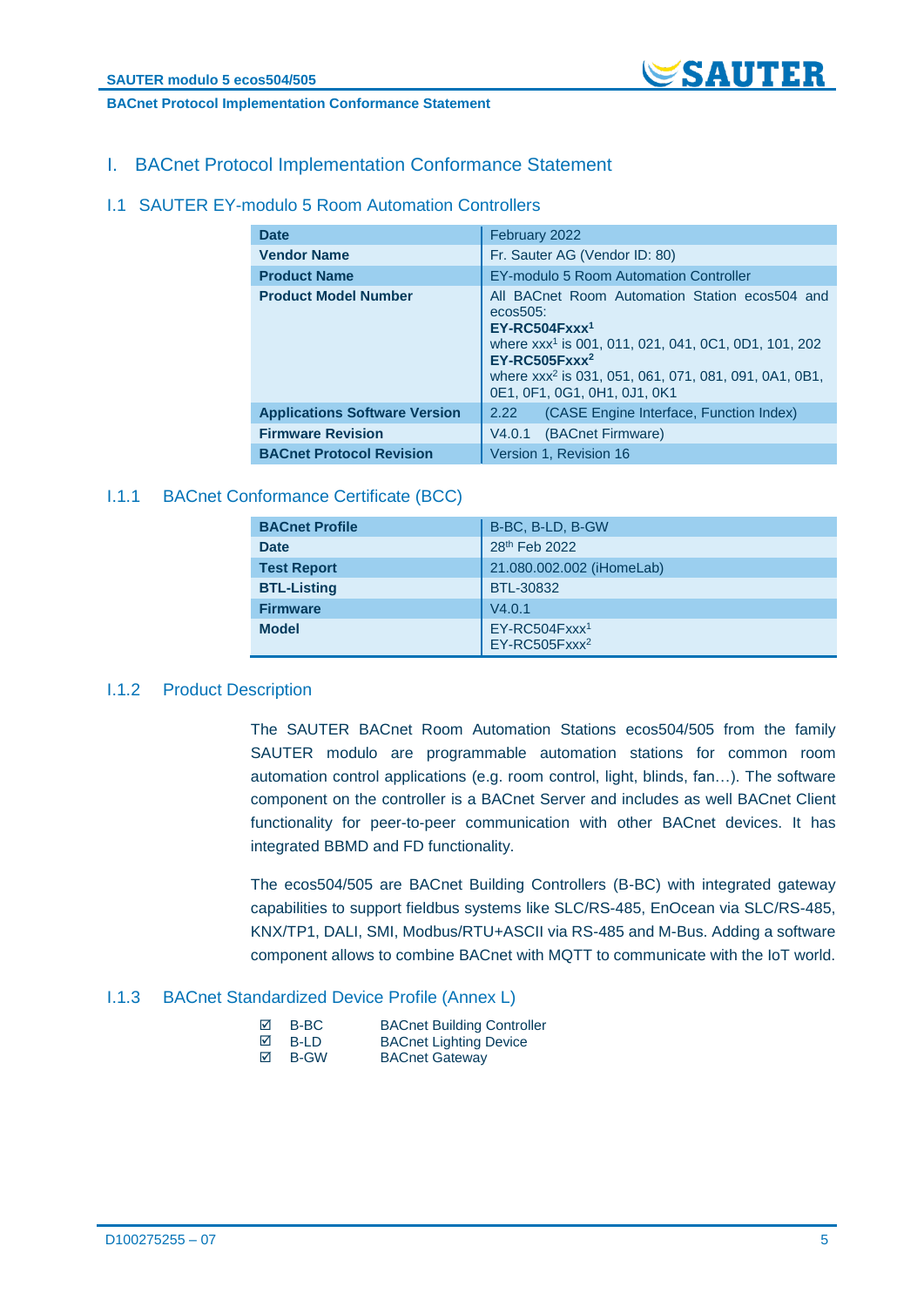#  I. BACnet Protocol Implementation Conformance Statement

## I.1 SAUTER EY-modulo 5 Room Automation Controllers

| | |
|---|---|
| **Date** | February 2022 |
| **Vendor Name** | Fr. Sauter AG (Vendor ID: 80) |
| **Product Name** | EY-modulo 5 Room Automation Controller |
| **Product Model Number** | All BACnet Room Automation Station ecos504 and ecos505:<br>**EY-RC504Fxxx[1]**<br>where xxx[1] is 001, 011, 021, 041, 0C1, 0D1, 101, 202<br>**EY-RC505Fxxx[2]**<br>where xxx[2] is 031, 051, 061, 071, 081, 091, 0A1, 0B1, 0E1, 0F1, 0G1, 0H1, 0J1, 0K1 |
| **Applications Software Version** | 2.22 (CASE Engine Interface, Function Index) |
| **Firmware Revision** | V4.0.1 (BACnet Firmware) |
| **BACnet Protocol Revision** | Version 1, Revision 16 |

### I.1.1 BACnet Conformance Certificate (BCC)

| | |
|---|---|
| **BACnet Profile** | B-BC, B-LD, B-GW |
| **Date** | 28th Feb 2022 |
| **Test Report** | 21.080.002.002 (iHomeLab) |
| **BTL-Listing** | BTL-30832 |
| **Firmware** | V4.0.1 |
| **Model** | EY-RC504Fxxx[1]<br>EY-RC505Fxxx[2] |

### I.1.2 Product Description

The SAUTER BACnet Room Automation Stations ecos504/505 from the family SAUTER modulo are programmable automation stations for common room automation control applications (e.g. room control, light, blinds, fan…). The software component on the controller is a BACnet Server and includes as well BACnet Client functionality for peer-to-peer communication with other BACnet devices. It has integrated BBMD and FD functionality.

The ecos504/505 are BACnet Building Controllers (B-BC) with integrated gateway capabilities to support fieldbus systems like SLC/RS-485, EnOcean via SLC/RS-485, KNX/TP1, DALI, SMI, Modbus/RTU+ASCII via RS-485 and M-Bus. Adding a software component allows to combine BACnet with MQTT to communicate with the IoT world.

### I.1.3 BACnet Standardized Device Profile (Annex L)

- ☑ B-BC BACnet Building Controller
- ☑ B-LD BACnet Lighting Device
- ☑ B-GW BACnet Gateway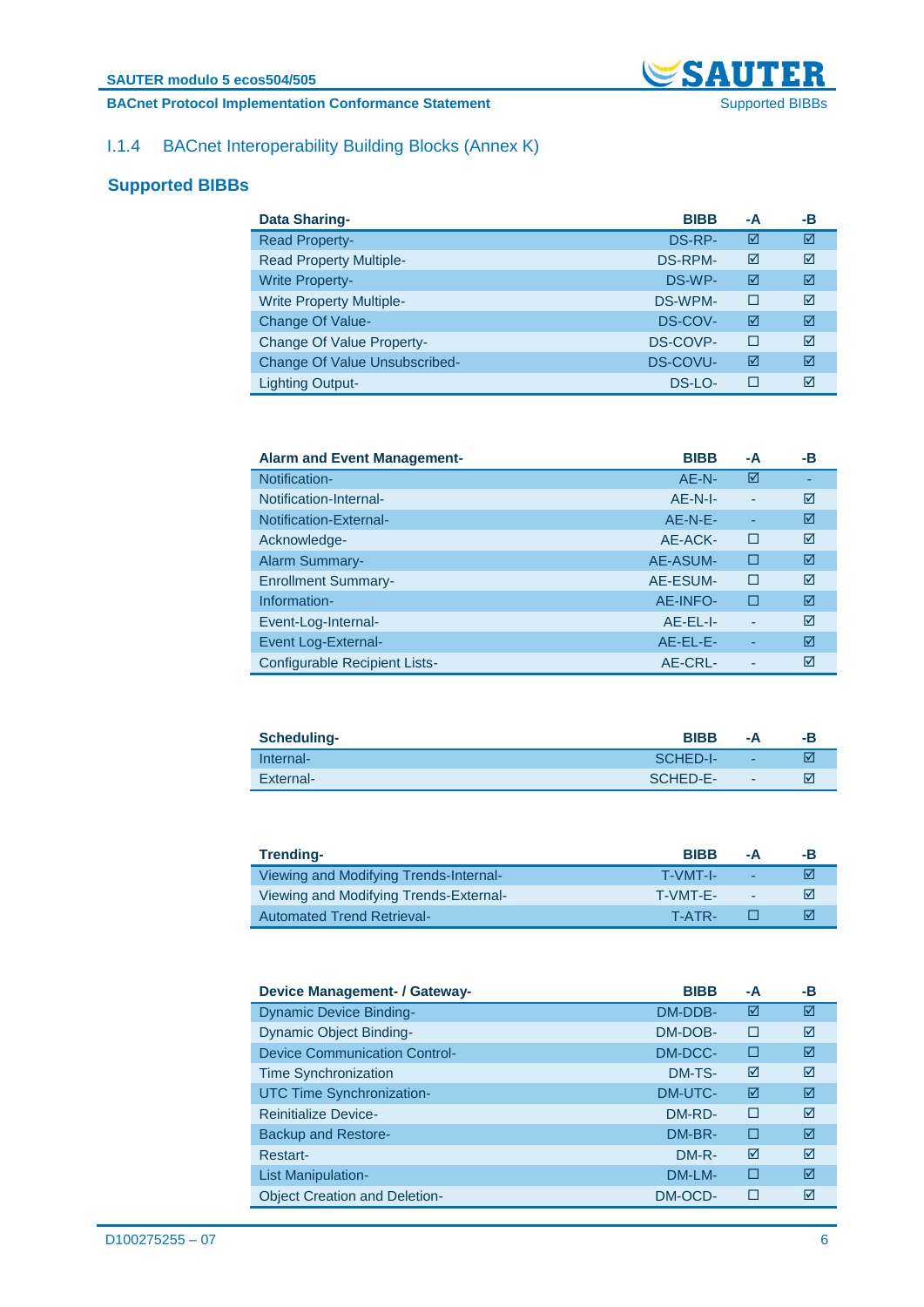## I.1.4 BACnet Interoperability Building Blocks (Annex K)

### Supported BIBBs

| Data Sharing- | BIBB | -A | -B |
|---|---|---|---|
| Read Property- | DS-RP- | ☑ | ☑ |
| Read Property Multiple- | DS-RPM- | ☑ | ☑ |
| Write Property- | DS-WP- | ☑ | ☑ |
| Write Property Multiple- | DS-WPM- | ☐ | ☑ |
| Change Of Value- | DS-COV- | ☑ | ☑ |
| Change Of Value Property- | DS-COVP- | ☐ | ☑ |
| Change Of Value Unsubscribed- | DS-COVU- | ☑ | ☑ |
| Lighting Output- | DS-LO- | ☐ | ☑ |

| Alarm and Event Management- | BIBB | -A | -B |
|---|---|---|---|
| Notification- | AE-N- | ☑ | - |
| Notification-Internal- | AE-N-I- | - | ☑ |
| Notification-External- | AE-N-E- | - | ☑ |
| Acknowledge- | AE-ACK- | ☐ | ☑ |
| Alarm Summary- | AE-ASUM- | ☐ | ☑ |
| Enrollment Summary- | AE-ESUM- | ☐ | ☑ |
| Information- | AE-INFO- | ☐ | ☑ |
| Event-Log-Internal- | AE-EL-I- | - | ☑ |
| Event Log-External- | AE-EL-E- | - | ☑ |
| Configurable Recipient Lists- | AE-CRL- | - | ☑ |

| Scheduling- | BIBB | -A | -B |
|---|---|---|---|
| Internal- | SCHED-I- | - | ☑ |
| External- | SCHED-E- | - | ☑ |

| Trending- | BIBB | -A | -B |
|---|---|---|---|
| Viewing and Modifying Trends-Internal- | T-VMT-I- | - | ☑ |
| Viewing and Modifying Trends-External- | T-VMT-E- | - | ☑ |
| Automated Trend Retrieval- | T-ATR- | ☐ | ☑ |

| Device Management- / Gateway- | BIBB | -A | -B |
|---|---|---|---|
| Dynamic Device Binding- | DM-DDB- | ☑ | ☑ |
| Dynamic Object Binding- | DM-DOB- | ☐ | ☑ |
| Device Communication Control- | DM-DCC- | ☐ | ☑ |
| Time Synchronization | DM-TS- | ☑ | ☑ |
| UTC Time Synchronization- | DM-UTC- | ☑ | ☑ |
| Reinitialize Device- | DM-RD- | ☐ | ☑ |
| Backup and Restore- | DM-BR- | ☐ | ☑ |
| Restart- | DM-R- | ☑ | ☑ |
| List Manipulation- | DM-LM- | ☐ | ☑ |
| Object Creation and Deletion- | DM-OCD- | ☐ | ☑ |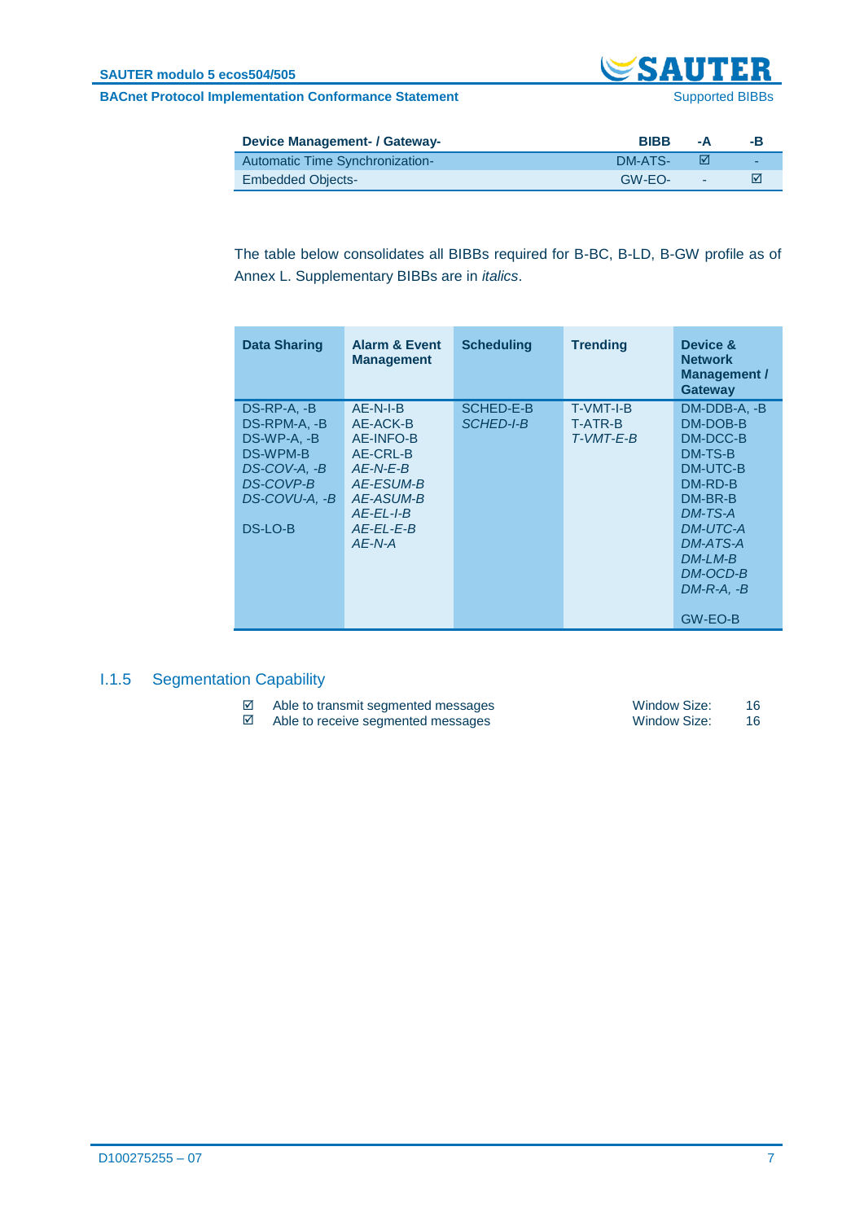| Device Management- / Gateway- | BIBB | -A | -B |
|---|---|---|---|
| Automatic Time Synchronization- | DM-ATS- | ☑ | - |
| Embedded Objects- | GW-EO- | - | ☑ |

The table below consolidates all BIBBs required for B-BC, B-LD, B-GW profile as of Annex L. Supplementary BIBBs are in *italics*.

| Data Sharing | Alarm & Event Management | Scheduling | Trending | Device & Network Management / Gateway |
|---|---|---|---|---|
| DS-RP-A, -B<br>DS-RPM-A, -B<br>DS-WP-A, -B<br>DS-WPM-B<br>*DS-COV-A, -B*<br>*DS-COVP-B*<br>*DS-COVU-A, -B*<br><br>DS-LO-B | AE-N-I-B<br>AE-ACK-B<br>AE-INFO-B<br>AE-CRL-B<br>*AE-N-E-B*<br>*AE-ESUM-B*<br>*AE-ASUM-B*<br>*AE-EL-I-B*<br>*AE-EL-E-B*<br>*AE-N-A* | SCHED-E-B<br>*SCHED-I-B* | T-VMT-I-B<br>T-ATR-B<br>*T-VMT-E-B* | DM-DDB-A, -B<br>DM-DOB-B<br>DM-DCC-B<br>DM-TS-B<br>DM-UTC-B<br>DM-RD-B<br>DM-BR-B<br>*DM-TS-A*<br>*DM-UTC-A*<br>*DM-ATS-A*<br>*DM-LM-B*<br>*DM-OCD-B*<br>*DM-R-A, -B*<br><br>GW-EO-B |

## I.1.5 Segmentation Capability

- ☑ Able to transmit segmented messages — Window Size: 16
- ☑ Able to receive segmented messages — Window Size: 16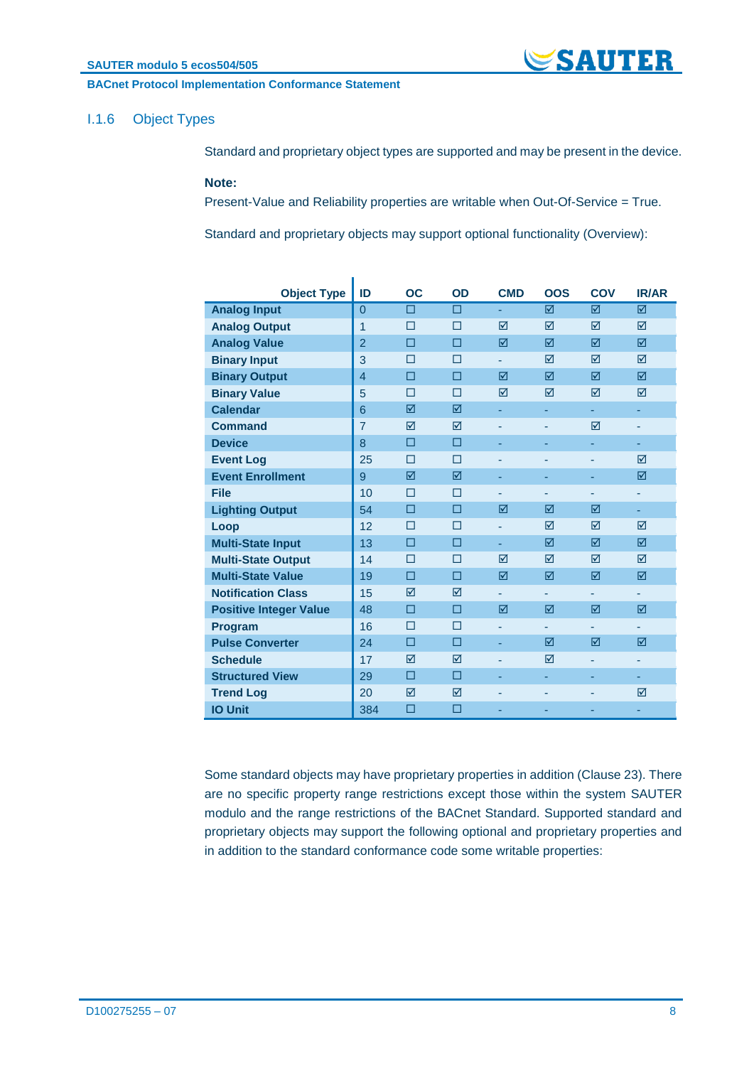### I.1.6 Object Types

Standard and proprietary object types are supported and may be present in the device.

**Note:**
Present-Value and Reliability properties are writable when Out-Of-Service = True.

Standard and proprietary objects may support optional functionality (Overview):

| Object Type | ID | OC | OD | CMD | OOS | COV | IR/AR |
|---|---|---|---|---|---|---|---|
| **Analog Input** | 0 | ☐ | ☐ | - | ☑ | ☑ | ☑ |
| **Analog Output** | 1 | ☐ | ☐ | ☑ | ☑ | ☑ | ☑ |
| **Analog Value** | 2 | ☐ | ☐ | ☑ | ☑ | ☑ | ☑ |
| **Binary Input** | 3 | ☐ | ☐ | - | ☑ | ☑ | ☑ |
| **Binary Output** | 4 | ☐ | ☐ | ☑ | ☑ | ☑ | ☑ |
| **Binary Value** | 5 | ☐ | ☐ | ☑ | ☑ | ☑ | ☑ |
| **Calendar** | 6 | ☑ | ☑ | - | - | - | - |
| **Command** | 7 | ☑ | ☑ | - | - | ☑ | - |
| **Device** | 8 | ☐ | ☐ | - | - | - | - |
| **Event Log** | 25 | ☐ | ☐ | - | - | - | ☑ |
| **Event Enrollment** | 9 | ☑ | ☑ | - | - | - | ☑ |
| **File** | 10 | ☐ | ☐ | - | - | - | - |
| **Lighting Output** | 54 | ☐ | ☐ | ☑ | ☑ | ☑ | - |
| **Loop** | 12 | ☐ | ☐ | - | ☑ | ☑ | ☑ |
| **Multi-State Input** | 13 | ☐ | ☐ | - | ☑ | ☑ | ☑ |
| **Multi-State Output** | 14 | ☐ | ☐ | ☑ | ☑ | ☑ | ☑ |
| **Multi-State Value** | 19 | ☐ | ☐ | ☑ | ☑ | ☑ | ☑ |
| **Notification Class** | 15 | ☑ | ☑ | - | - | - | - |
| **Positive Integer Value** | 48 | ☐ | ☐ | ☑ | ☑ | ☑ | ☑ |
| **Program** | 16 | ☐ | ☐ | - | - | - | - |
| **Pulse Converter** | 24 | ☐ | ☐ | - | ☑ | ☑ | ☑ |
| **Schedule** | 17 | ☑ | ☑ | - | ☑ | - | - |
| **Structured View** | 29 | ☐ | ☐ | - | - | - | - |
| **Trend Log** | 20 | ☑ | ☑ | - | - | - | ☑ |
| **IO Unit** | 384 | ☐ | ☐ | - | - | - | - |

Some standard objects may have proprietary properties in addition (Clause 23). There are no specific property range restrictions except those within the system SAUTER modulo and the range restrictions of the BACnet Standard. Supported standard and proprietary objects may support the following optional and proprietary properties and in addition to the standard conformance code some writable properties: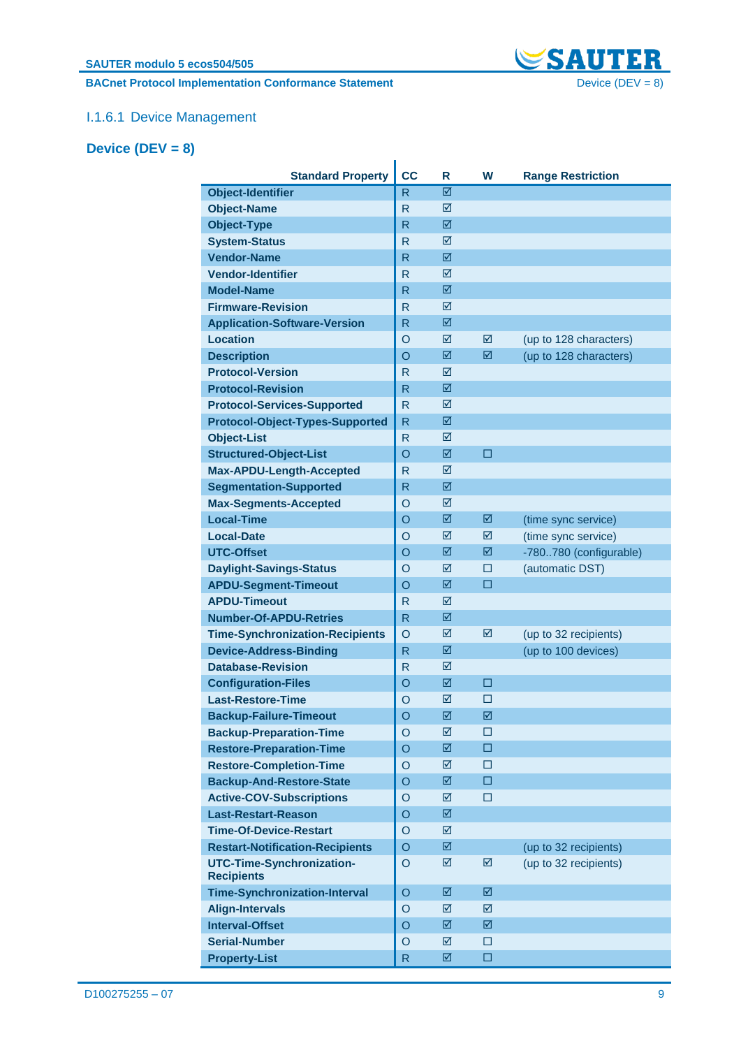### I.1.6.1 Device Management

## Device (DEV = 8)

| Standard Property | CC | R | W | Range Restriction |
|---|---|---|---|---|
| Object-Identifier | R | ☑ | | |
| Object-Name | R | ☑ | | |
| Object-Type | R | ☑ | | |
| System-Status | R | ☑ | | |
| Vendor-Name | R | ☑ | | |
| Vendor-Identifier | R | ☑ | | |
| Model-Name | R | ☑ | | |
| Firmware-Revision | R | ☑ | | |
| Application-Software-Version | R | ☑ | | |
| Location | O | ☑ | ☑ | (up to 128 characters) |
| Description | O | ☑ | ☑ | (up to 128 characters) |
| Protocol-Version | R | ☑ | | |
| Protocol-Revision | R | ☑ | | |
| Protocol-Services-Supported | R | ☑ | | |
| Protocol-Object-Types-Supported | R | ☑ | | |
| Object-List | R | ☑ | | |
| Structured-Object-List | O | ☑ | ☐ | |
| Max-APDU-Length-Accepted | R | ☑ | | |
| Segmentation-Supported | R | ☑ | | |
| Max-Segments-Accepted | O | ☑ | | |
| Local-Time | O | ☑ | ☑ | (time sync service) |
| Local-Date | O | ☑ | ☑ | (time sync service) |
| UTC-Offset | O | ☑ | ☑ | -780..780 (configurable) |
| Daylight-Savings-Status | O | ☑ | ☐ | (automatic DST) |
| APDU-Segment-Timeout | O | ☑ | ☐ | |
| APDU-Timeout | R | ☑ | | |
| Number-Of-APDU-Retries | R | ☑ | | |
| Time-Synchronization-Recipients | O | ☑ | ☑ | (up to 32 recipients) |
| Device-Address-Binding | R | ☑ | | (up to 100 devices) |
| Database-Revision | R | ☑ | | |
| Configuration-Files | O | ☑ | ☐ | |
| Last-Restore-Time | O | ☑ | ☐ | |
| Backup-Failure-Timeout | O | ☑ | ☑ | |
| Backup-Preparation-Time | O | ☑ | ☐ | |
| Restore-Preparation-Time | O | ☑ | ☐ | |
| Restore-Completion-Time | O | ☑ | ☐ | |
| Backup-And-Restore-State | O | ☑ | ☐ | |
| Active-COV-Subscriptions | O | ☑ | ☐ | |
| Last-Restart-Reason | O | ☑ | | |
| Time-Of-Device-Restart | O | ☑ | | |
| Restart-Notification-Recipients | O | ☑ | | (up to 32 recipients) |
| UTC-Time-Synchronization-Recipients | O | ☑ | ☑ | (up to 32 recipients) |
| Time-Synchronization-Interval | O | ☑ | ☑ | |
| Align-Intervals | O | ☑ | ☑ | |
| Interval-Offset | O | ☑ | ☑ | |
| Serial-Number | O | ☑ | ☐ | |
| Property-List | R | ☑ | ☐ | |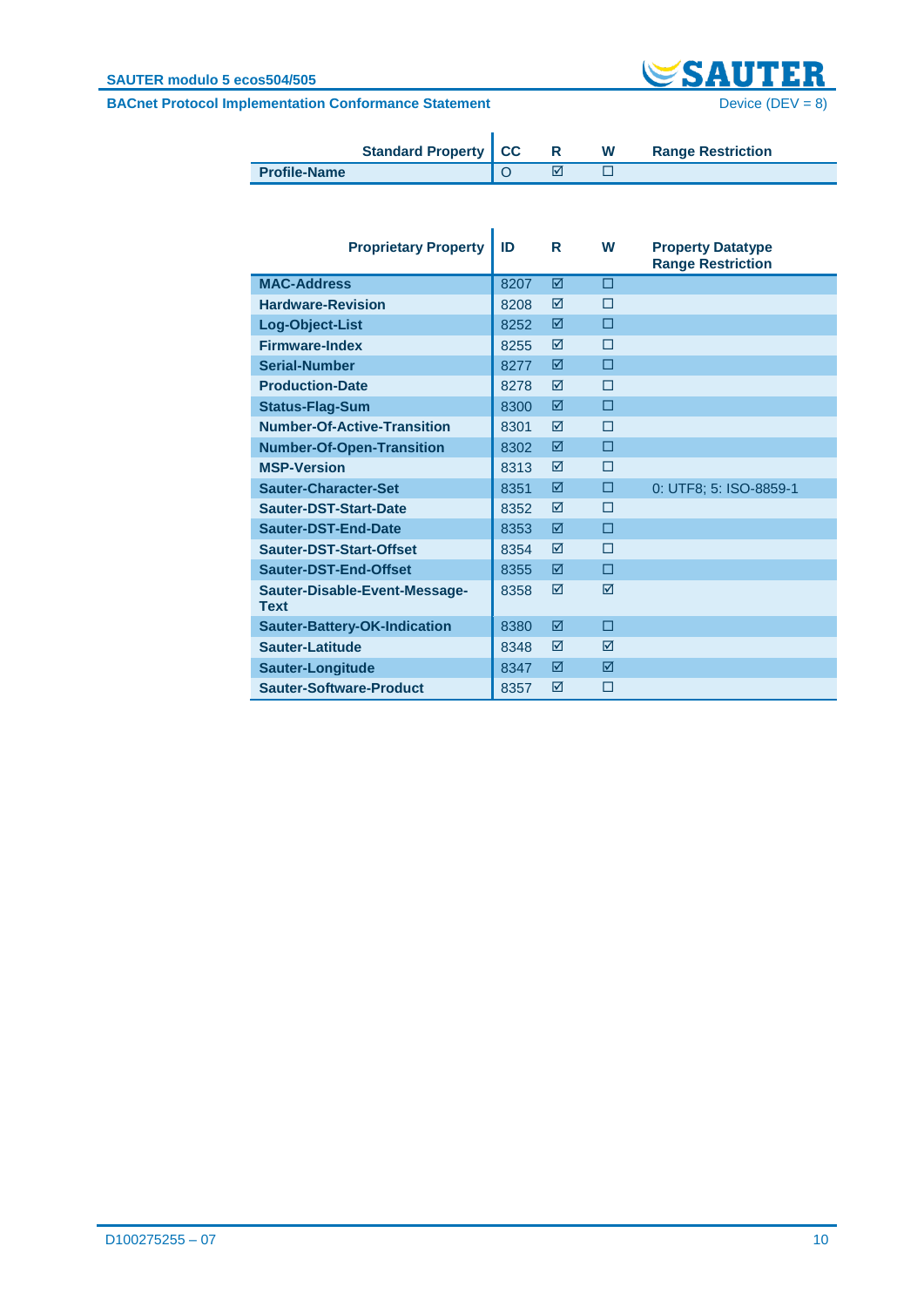| Standard Property | CC | R | W | Range Restriction |
|---|---|---|---|---|
| **Profile-Name** | O | ☑ | ☐ | |

| Proprietary Property | ID | R | W | Property Datatype Range Restriction |
|---|---|---|---|---|
| **MAC-Address** | 8207 | ☑ | ☐ | |
| **Hardware-Revision** | 8208 | ☑ | ☐ | |
| **Log-Object-List** | 8252 | ☑ | ☐ | |
| **Firmware-Index** | 8255 | ☑ | ☐ | |
| **Serial-Number** | 8277 | ☑ | ☐ | |
| **Production-Date** | 8278 | ☑ | ☐ | |
| **Status-Flag-Sum** | 8300 | ☑ | ☐ | |
| **Number-Of-Active-Transition** | 8301 | ☑ | ☐ | |
| **Number-Of-Open-Transition** | 8302 | ☑ | ☐ | |
| **MSP-Version** | 8313 | ☑ | ☐ | |
| **Sauter-Character-Set** | 8351 | ☑ | ☐ | 0: UTF8; 5: ISO-8859-1 |
| **Sauter-DST-Start-Date** | 8352 | ☑ | ☐ | |
| **Sauter-DST-End-Date** | 8353 | ☑ | ☐ | |
| **Sauter-DST-Start-Offset** | 8354 | ☑ | ☐ | |
| **Sauter-DST-End-Offset** | 8355 | ☑ | ☐ | |
| **Sauter-Disable-Event-Message-Text** | 8358 | ☑ | ☑ | |
| **Sauter-Battery-OK-Indication** | 8380 | ☑ | ☐ | |
| **Sauter-Latitude** | 8348 | ☑ | ☑ | |
| **Sauter-Longitude** | 8347 | ☑ | ☑ | |
| **Sauter-Software-Product** | 8357 | ☑ | ☐ | |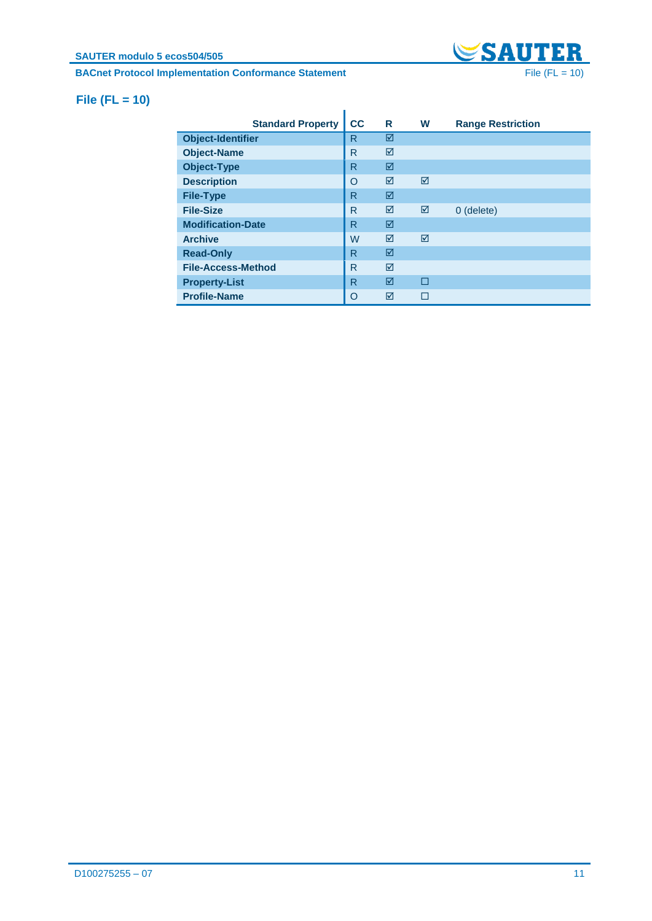## File (FL = 10)

| Standard Property | CC | R | W | Range Restriction |
|---|---|---|---|---|
| **Object-Identifier** | R | ☑ | | |
| **Object-Name** | R | ☑ | | |
| **Object-Type** | R | ☑ | | |
| **Description** | O | ☑ | ☑ | |
| **File-Type** | R | ☑ | | |
| **File-Size** | R | ☑ | ☑ | 0 (delete) |
| **Modification-Date** | R | ☑ | | |
| **Archive** | W | ☑ | ☑ | |
| **Read-Only** | R | ☑ | | |
| **File-Access-Method** | R | ☑ | | |
| **Property-List** | R | ☑ | ☐ | |
| **Profile-Name** | O | ☑ | ☐ | |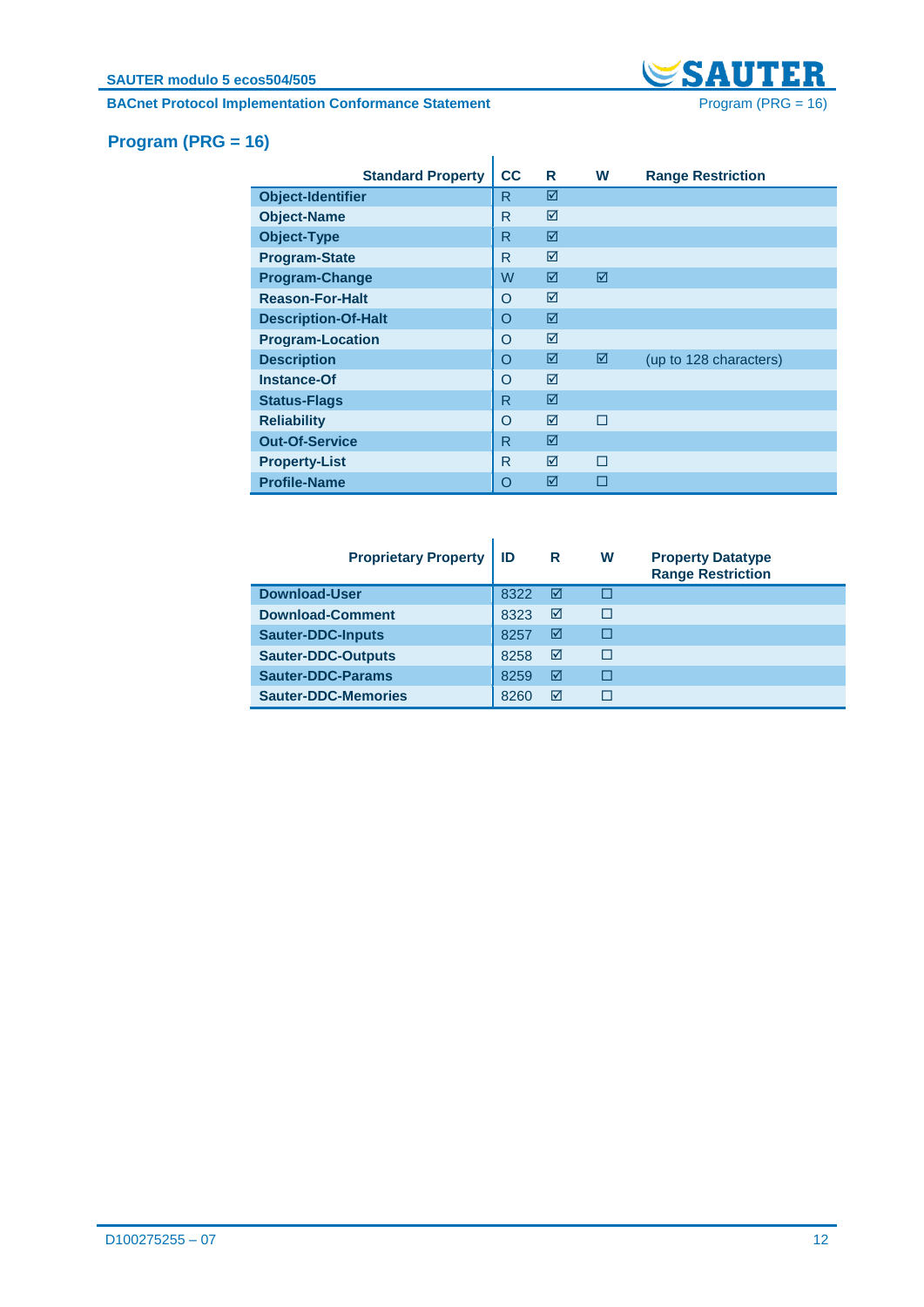## Program (PRG = 16)

| Standard Property | CC | R | W | Range Restriction |
|---|---|---|---|---|
| **Object-Identifier** | R | ☑ | | |
| **Object-Name** | R | ☑ | | |
| **Object-Type** | R | ☑ | | |
| **Program-State** | R | ☑ | | |
| **Program-Change** | W | ☑ | ☑ | |
| **Reason-For-Halt** | O | ☑ | | |
| **Description-Of-Halt** | O | ☑ | | |
| **Program-Location** | O | ☑ | | |
| **Description** | O | ☑ | ☑ | (up to 128 characters) |
| **Instance-Of** | O | ☑ | | |
| **Status-Flags** | R | ☑ | | |
| **Reliability** | O | ☑ | ☐ | |
| **Out-Of-Service** | R | ☑ | | |
| **Property-List** | R | ☑ | ☐ | |
| **Profile-Name** | O | ☑ | ☐ | |

| Proprietary Property | ID | R | W | Property Datatype Range Restriction |
|---|---|---|---|---|
| **Download-User** | 8322 | ☑ | ☐ | |
| **Download-Comment** | 8323 | ☑ | ☐ | |
| **Sauter-DDC-Inputs** | 8257 | ☑ | ☐ | |
| **Sauter-DDC-Outputs** | 8258 | ☑ | ☐ | |
| **Sauter-DDC-Params** | 8259 | ☑ | ☐ | |
| **Sauter-DDC-Memories** | 8260 | ☑ | ☐ | |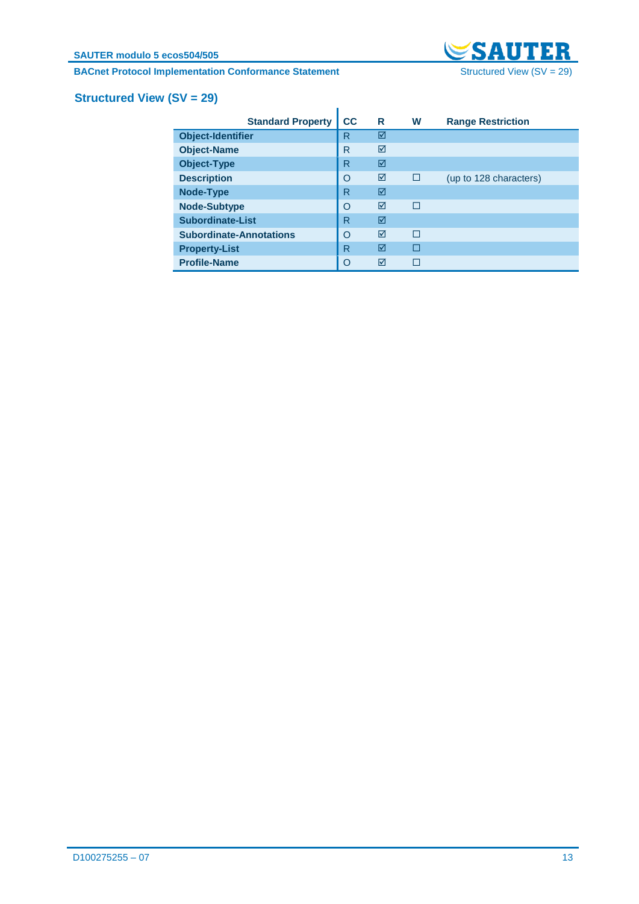## Structured View (SV = 29)

| Standard Property | CC | R | W | Range Restriction |
|---|---|---|---|---|
| Object-Identifier | R | ☑ | | |
| Object-Name | R | ☑ | | |
| Object-Type | R | ☑ | | |
| Description | O | ☑ | ☐ | (up to 128 characters) |
| Node-Type | R | ☑ | | |
| Node-Subtype | O | ☑ | ☐ | |
| Subordinate-List | R | ☑ | | |
| Subordinate-Annotations | O | ☑ | ☐ | |
| Property-List | R | ☑ | ☐ | |
| Profile-Name | O | ☑ | ☐ | |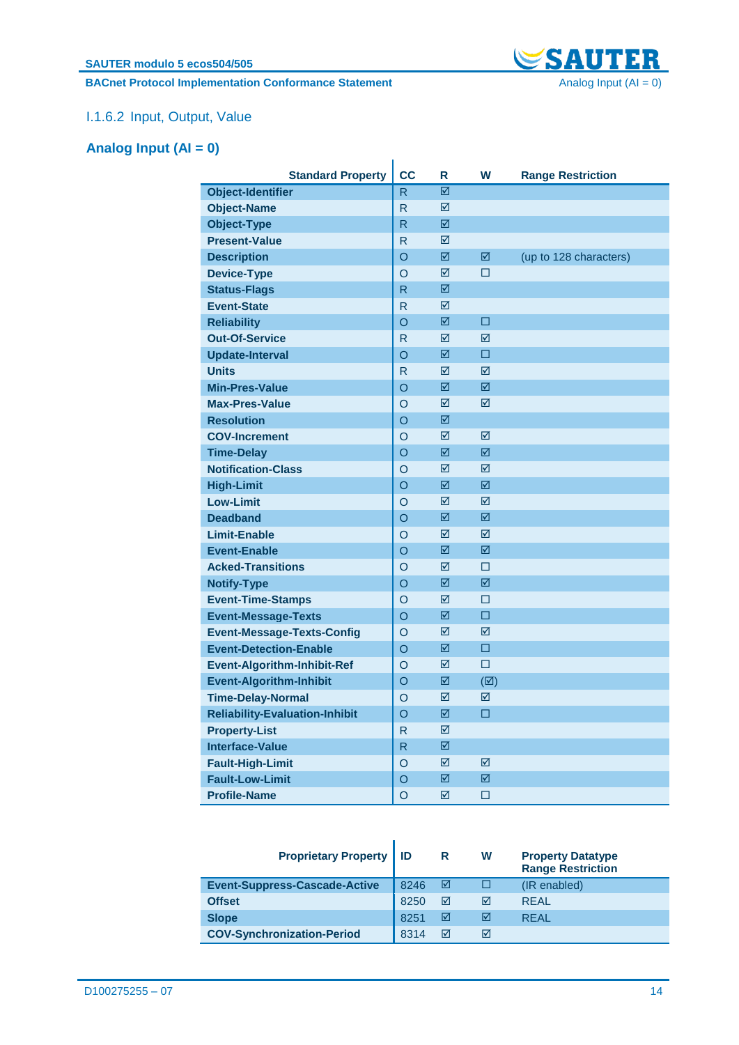### I.1.6.2 Input, Output, Value

## Analog Input (AI = 0)

| Standard Property | CC | R | W | Range Restriction |
|---|---|---|---|---|
| Object-Identifier | R | ☑ | | |
| Object-Name | R | ☑ | | |
| Object-Type | R | ☑ | | |
| Present-Value | R | ☑ | | |
| Description | O | ☑ | ☑ | (up to 128 characters) |
| Device-Type | O | ☑ | ☐ | |
| Status-Flags | R | ☑ | | |
| Event-State | R | ☑ | | |
| Reliability | O | ☑ | ☐ | |
| Out-Of-Service | R | ☑ | ☑ | |
| Update-Interval | O | ☑ | ☐ | |
| Units | R | ☑ | ☑ | |
| Min-Pres-Value | O | ☑ | ☑ | |
| Max-Pres-Value | O | ☑ | ☑ | |
| Resolution | O | ☑ | | |
| COV-Increment | O | ☑ | ☑ | |
| Time-Delay | O | ☑ | ☑ | |
| Notification-Class | O | ☑ | ☑ | |
| High-Limit | O | ☑ | ☑ | |
| Low-Limit | O | ☑ | ☑ | |
| Deadband | O | ☑ | ☑ | |
| Limit-Enable | O | ☑ | ☑ | |
| Event-Enable | O | ☑ | ☑ | |
| Acked-Transitions | O | ☑ | ☐ | |
| Notify-Type | O | ☑ | ☑ | |
| Event-Time-Stamps | O | ☑ | ☐ | |
| Event-Message-Texts | O | ☑ | ☐ | |
| Event-Message-Texts-Config | O | ☑ | ☑ | |
| Event-Detection-Enable | O | ☑ | ☐ | |
| Event-Algorithm-Inhibit-Ref | O | ☑ | ☐ | |
| Event-Algorithm-Inhibit | O | ☑ | (☑) | |
| Time-Delay-Normal | O | ☑ | ☑ | |
| Reliability-Evaluation-Inhibit | O | ☑ | ☐ | |
| Property-List | R | ☑ | | |
| Interface-Value | R | ☑ | | |
| Fault-High-Limit | O | ☑ | ☑ | |
| Fault-Low-Limit | O | ☑ | ☑ | |
| Profile-Name | O | ☑ | ☐ | |

| Proprietary Property | ID | R | W | Property Datatype Range Restriction |
|---|---|---|---|---|
| Event-Suppress-Cascade-Active | 8246 | ☑ | ☐ | (IR enabled) |
| Offset | 8250 | ☑ | ☑ | REAL |
| Slope | 8251 | ☑ | ☑ | REAL |
| COV-Synchronization-Period | 8314 | ☑ | ☑ | |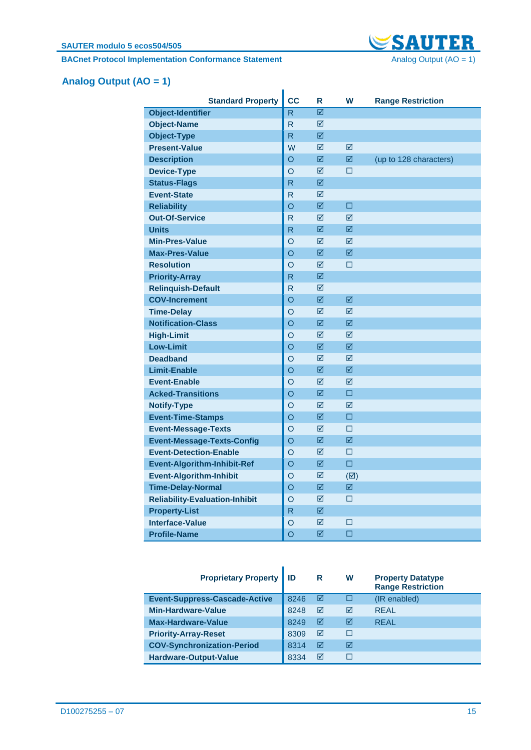## Analog Output (AO = 1)

| Standard Property | CC | R | W | Range Restriction |
|---|---|---|---|---|
| Object-Identifier | R | ☑ | | |
| Object-Name | R | ☑ | | |
| Object-Type | R | ☑ | | |
| Present-Value | W | ☑ | ☑ | |
| Description | O | ☑ | ☑ | (up to 128 characters) |
| Device-Type | O | ☑ | ☐ | |
| Status-Flags | R | ☑ | | |
| Event-State | R | ☑ | | |
| Reliability | O | ☑ | ☐ | |
| Out-Of-Service | R | ☑ | ☑ | |
| Units | R | ☑ | ☑ | |
| Min-Pres-Value | O | ☑ | ☑ | |
| Max-Pres-Value | O | ☑ | ☑ | |
| Resolution | O | ☑ | ☐ | |
| Priority-Array | R | ☑ | | |
| Relinquish-Default | R | ☑ | | |
| COV-Increment | O | ☑ | ☑ | |
| Time-Delay | O | ☑ | ☑ | |
| Notification-Class | O | ☑ | ☑ | |
| High-Limit | O | ☑ | ☑ | |
| Low-Limit | O | ☑ | ☑ | |
| Deadband | O | ☑ | ☑ | |
| Limit-Enable | O | ☑ | ☑ | |
| Event-Enable | O | ☑ | ☑ | |
| Acked-Transitions | O | ☑ | ☐ | |
| Notify-Type | O | ☑ | ☑ | |
| Event-Time-Stamps | O | ☑ | ☐ | |
| Event-Message-Texts | O | ☑ | ☐ | |
| Event-Message-Texts-Config | O | ☑ | ☑ | |
| Event-Detection-Enable | O | ☑ | ☐ | |
| Event-Algorithm-Inhibit-Ref | O | ☑ | ☐ | |
| Event-Algorithm-Inhibit | O | ☑ | (☑) | |
| Time-Delay-Normal | O | ☑ | ☑ | |
| Reliability-Evaluation-Inhibit | O | ☑ | ☐ | |
| Property-List | R | ☑ | | |
| Interface-Value | O | ☑ | ☐ | |
| Profile-Name | O | ☑ | ☐ | |

| Proprietary Property | ID | R | W | Property Datatype Range Restriction |
|---|---|---|---|---|
| Event-Suppress-Cascade-Active | 8246 | ☑ | ☐ | (IR enabled) |
| Min-Hardware-Value | 8248 | ☑ | ☑ | REAL |
| Max-Hardware-Value | 8249 | ☑ | ☑ | REAL |
| Priority-Array-Reset | 8309 | ☑ | ☐ | |
| COV-Synchronization-Period | 8314 | ☑ | ☑ | |
| Hardware-Output-Value | 8334 | ☑ | ☐ | |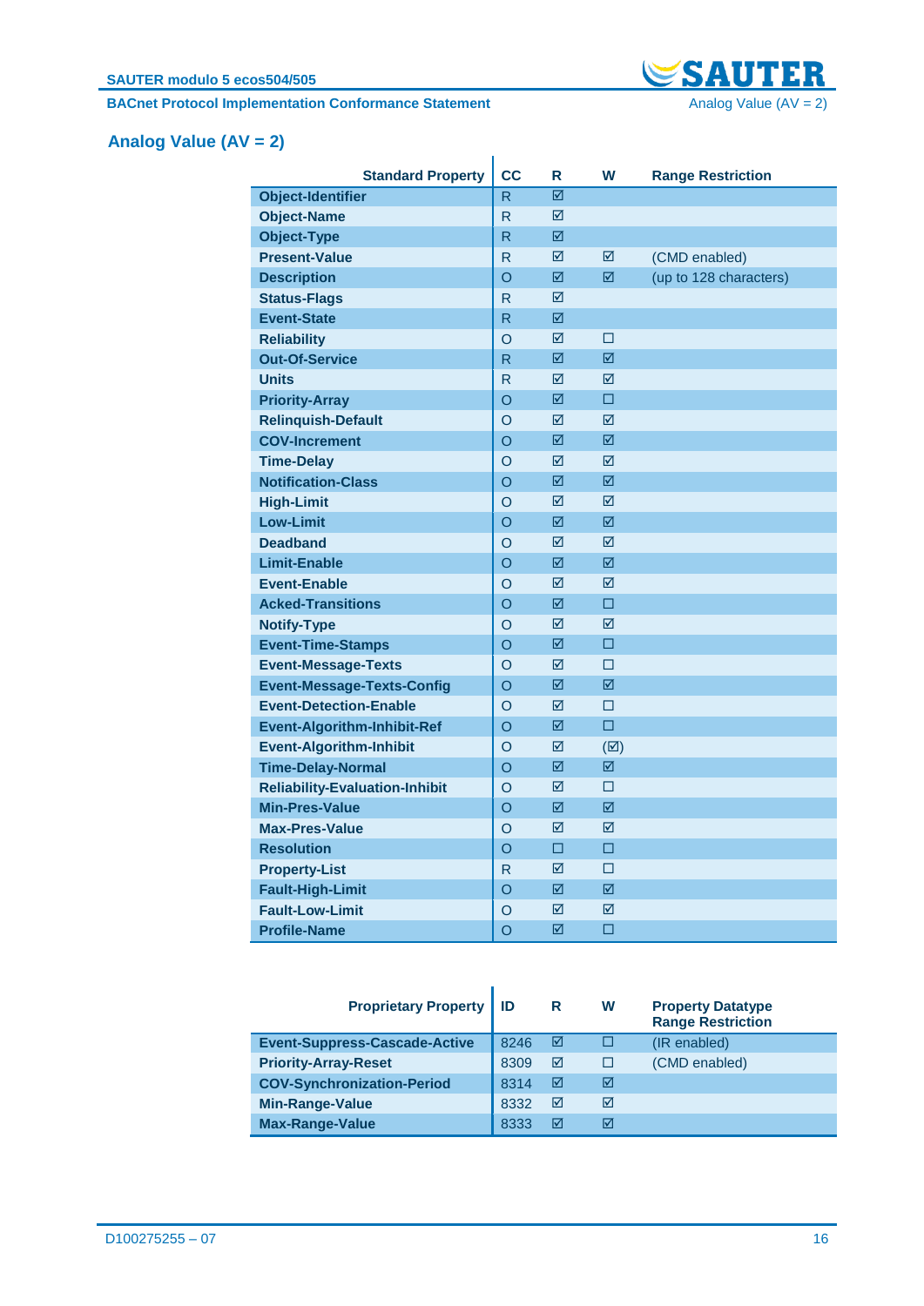## Analog Value (AV = 2)

| Standard Property | CC | R | W | Range Restriction |
|---|---|---|---|---|
| Object-Identifier | R | ☑ | | |
| Object-Name | R | ☑ | | |
| Object-Type | R | ☑ | | |
| Present-Value | R | ☑ | ☑ | (CMD enabled) |
| Description | O | ☑ | ☑ | (up to 128 characters) |
| Status-Flags | R | ☑ | | |
| Event-State | R | ☑ | | |
| Reliability | O | ☑ | ☐ | |
| Out-Of-Service | R | ☑ | ☑ | |
| Units | R | ☑ | ☑ | |
| Priority-Array | O | ☑ | ☐ | |
| Relinquish-Default | O | ☑ | ☑ | |
| COV-Increment | O | ☑ | ☑ | |
| Time-Delay | O | ☑ | ☑ | |
| Notification-Class | O | ☑ | ☑ | |
| High-Limit | O | ☑ | ☑ | |
| Low-Limit | O | ☑ | ☑ | |
| Deadband | O | ☑ | ☑ | |
| Limit-Enable | O | ☑ | ☑ | |
| Event-Enable | O | ☑ | ☑ | |
| Acked-Transitions | O | ☑ | ☐ | |
| Notify-Type | O | ☑ | ☑ | |
| Event-Time-Stamps | O | ☑ | ☐ | |
| Event-Message-Texts | O | ☑ | ☐ | |
| Event-Message-Texts-Config | O | ☑ | ☑ | |
| Event-Detection-Enable | O | ☑ | ☐ | |
| Event-Algorithm-Inhibit-Ref | O | ☑ | ☐ | |
| Event-Algorithm-Inhibit | O | ☑ | (☑) | |
| Time-Delay-Normal | O | ☑ | ☑ | |
| Reliability-Evaluation-Inhibit | O | ☑ | ☐ | |
| Min-Pres-Value | O | ☑ | ☑ | |
| Max-Pres-Value | O | ☑ | ☑ | |
| Resolution | O | ☐ | ☐ | |
| Property-List | R | ☑ | ☐ | |
| Fault-High-Limit | O | ☑ | ☑ | |
| Fault-Low-Limit | O | ☑ | ☑ | |
| Profile-Name | O | ☑ | ☐ | |

| Proprietary Property | ID | R | W | Property Datatype Range Restriction |
|---|---|---|---|---|
| Event-Suppress-Cascade-Active | 8246 | ☑ | ☐ | (IR enabled) |
| Priority-Array-Reset | 8309 | ☑ | ☐ | (CMD enabled) |
| COV-Synchronization-Period | 8314 | ☑ | ☑ | |
| Min-Range-Value | 8332 | ☑ | ☑ | |
| Max-Range-Value | 8333 | ☑ | ☑ | |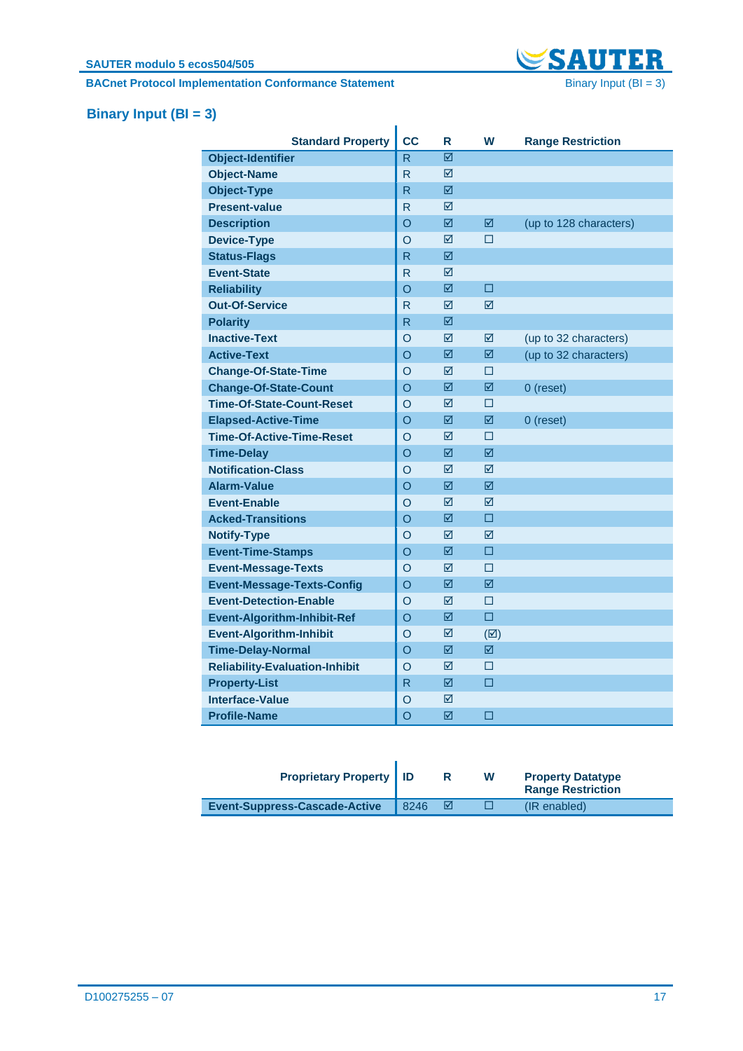## Binary Input (BI = 3)

| Standard Property | CC | R | W | Range Restriction |
|---|---|---|---|---|
| **Object-Identifier** | R | ☑ | | |
| **Object-Name** | R | ☑ | | |
| **Object-Type** | R | ☑ | | |
| **Present-value** | R | ☑ | | |
| **Description** | O | ☑ | ☑ | (up to 128 characters) |
| **Device-Type** | O | ☑ | ☐ | |
| **Status-Flags** | R | ☑ | | |
| **Event-State** | R | ☑ | | |
| **Reliability** | O | ☑ | ☐ | |
| **Out-Of-Service** | R | ☑ | ☑ | |
| **Polarity** | R | ☑ | | |
| **Inactive-Text** | O | ☑ | ☑ | (up to 32 characters) |
| **Active-Text** | O | ☑ | ☑ | (up to 32 characters) |
| **Change-Of-State-Time** | O | ☑ | ☐ | |
| **Change-Of-State-Count** | O | ☑ | ☑ | 0 (reset) |
| **Time-Of-State-Count-Reset** | O | ☑ | ☐ | |
| **Elapsed-Active-Time** | O | ☑ | ☑ | 0 (reset) |
| **Time-Of-Active-Time-Reset** | O | ☑ | ☐ | |
| **Time-Delay** | O | ☑ | ☑ | |
| **Notification-Class** | O | ☑ | ☑ | |
| **Alarm-Value** | O | ☑ | ☑ | |
| **Event-Enable** | O | ☑ | ☑ | |
| **Acked-Transitions** | O | ☑ | ☐ | |
| **Notify-Type** | O | ☑ | ☑ | |
| **Event-Time-Stamps** | O | ☑ | ☐ | |
| **Event-Message-Texts** | O | ☑ | ☐ | |
| **Event-Message-Texts-Config** | O | ☑ | ☑ | |
| **Event-Detection-Enable** | O | ☑ | ☐ | |
| **Event-Algorithm-Inhibit-Ref** | O | ☑ | ☐ | |
| **Event-Algorithm-Inhibit** | O | ☑ | (☑) | |
| **Time-Delay-Normal** | O | ☑ | ☑ | |
| **Reliability-Evaluation-Inhibit** | O | ☑ | ☐ | |
| **Property-List** | R | ☑ | ☐ | |
| **Interface-Value** | O | ☑ | | |
| **Profile-Name** | O | ☑ | ☐ | |

| Proprietary Property | ID | R | W | Property Datatype Range Restriction |
|---|---|---|---|---|
| **Event-Suppress-Cascade-Active** | 8246 | ☑ | ☐ | (IR enabled) |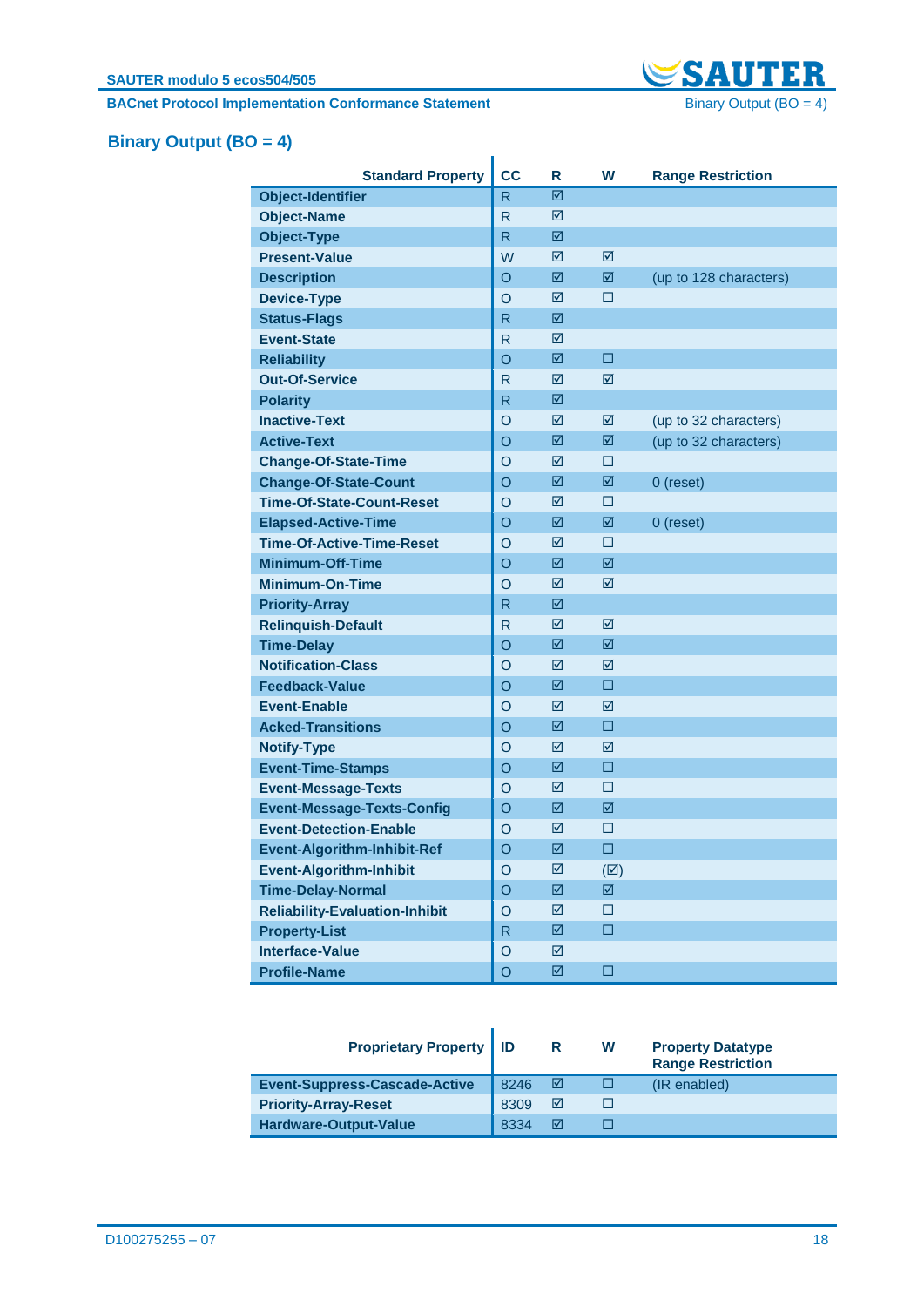# Binary Output (BO = 4)

| Standard Property | CC | R | W | Range Restriction |
|---|---|---|---|---|
| Object-Identifier | R | ☑ | | |
| Object-Name | R | ☑ | | |
| Object-Type | R | ☑ | | |
| Present-Value | W | ☑ | ☑ | |
| Description | O | ☑ | ☑ | (up to 128 characters) |
| Device-Type | O | ☑ | ☐ | |
| Status-Flags | R | ☑ | | |
| Event-State | R | ☑ | | |
| Reliability | O | ☑ | ☐ | |
| Out-Of-Service | R | ☑ | ☑ | |
| Polarity | R | ☑ | | |
| Inactive-Text | O | ☑ | ☑ | (up to 32 characters) |
| Active-Text | O | ☑ | ☑ | (up to 32 characters) |
| Change-Of-State-Time | O | ☑ | ☐ | |
| Change-Of-State-Count | O | ☑ | ☑ | 0 (reset) |
| Time-Of-State-Count-Reset | O | ☑ | ☐ | |
| Elapsed-Active-Time | O | ☑ | ☑ | 0 (reset) |
| Time-Of-Active-Time-Reset | O | ☑ | ☐ | |
| Minimum-Off-Time | O | ☑ | ☑ | |
| Minimum-On-Time | O | ☑ | ☑ | |
| Priority-Array | R | ☑ | | |
| Relinquish-Default | R | ☑ | ☑ | |
| Time-Delay | O | ☑ | ☑ | |
| Notification-Class | O | ☑ | ☑ | |
| Feedback-Value | O | ☑ | ☐ | |
| Event-Enable | O | ☑ | ☑ | |
| Acked-Transitions | O | ☑ | ☐ | |
| Notify-Type | O | ☑ | ☑ | |
| Event-Time-Stamps | O | ☑ | ☐ | |
| Event-Message-Texts | O | ☑ | ☐ | |
| Event-Message-Texts-Config | O | ☑ | ☑ | |
| Event-Detection-Enable | O | ☑ | ☐ | |
| Event-Algorithm-Inhibit-Ref | O | ☑ | ☐ | |
| Event-Algorithm-Inhibit | O | ☑ | (☑) | |
| Time-Delay-Normal | O | ☑ | ☑ | |
| Reliability-Evaluation-Inhibit | O | ☑ | ☐ | |
| Property-List | R | ☑ | ☐ | |
| Interface-Value | O | ☑ | | |
| Profile-Name | O | ☑ | ☐ | |

| Proprietary Property | ID | R | W | Property Datatype Range Restriction |
|---|---|---|---|---|
| Event-Suppress-Cascade-Active | 8246 | ☑ | ☐ | (IR enabled) |
| Priority-Array-Reset | 8309 | ☑ | ☐ | |
| Hardware-Output-Value | 8334 | ☑ | ☐ | |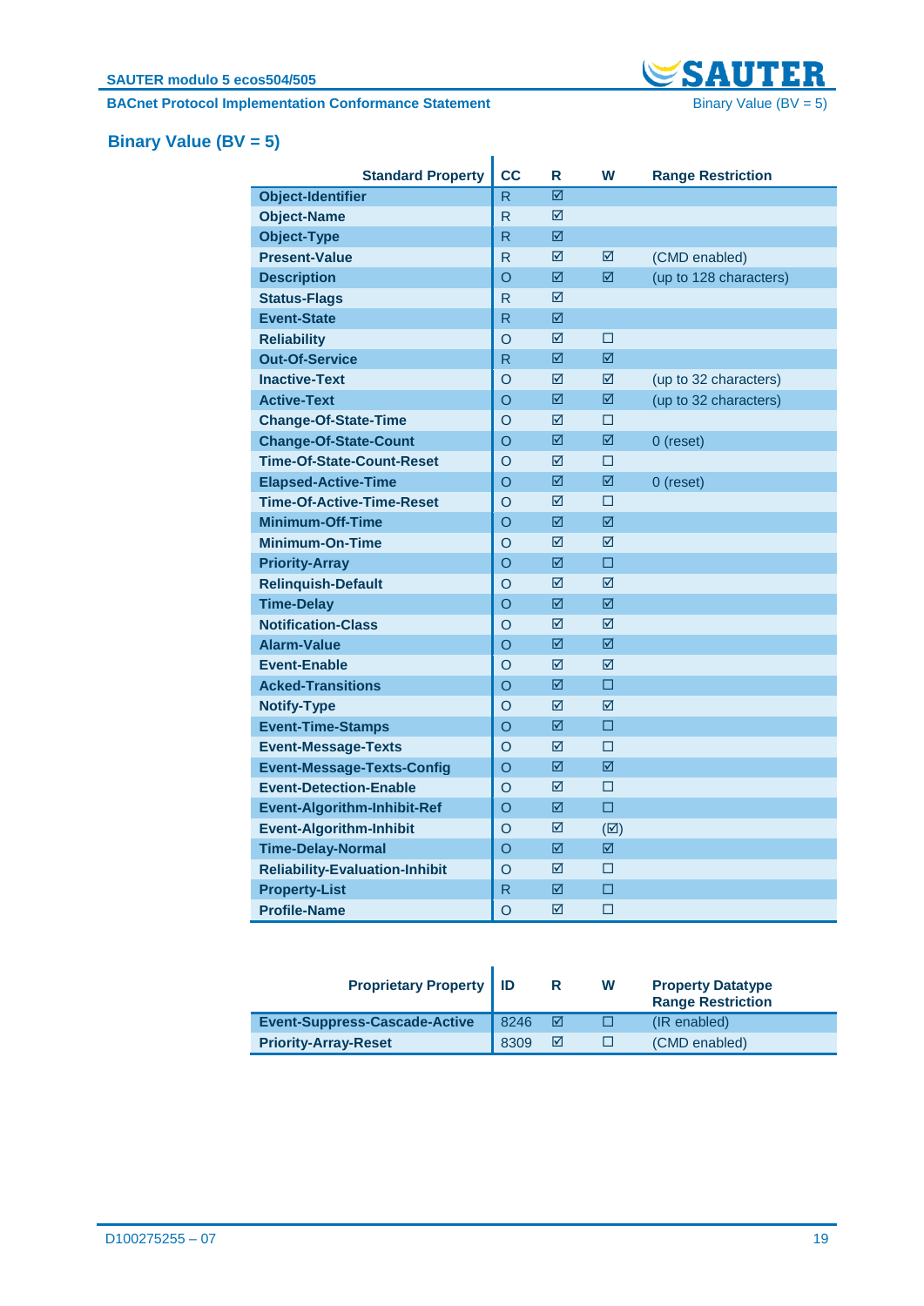## Binary Value (BV = 5)

| Standard Property | CC | R | W | Range Restriction |
|---|---|---|---|---|
| Object-Identifier | R | ☑ | | |
| Object-Name | R | ☑ | | |
| Object-Type | R | ☑ | | |
| Present-Value | R | ☑ | ☑ | (CMD enabled) |
| Description | O | ☑ | ☑ | (up to 128 characters) |
| Status-Flags | R | ☑ | | |
| Event-State | R | ☑ | | |
| Reliability | O | ☑ | ☐ | |
| Out-Of-Service | R | ☑ | ☑ | |
| Inactive-Text | O | ☑ | ☑ | (up to 32 characters) |
| Active-Text | O | ☑ | ☑ | (up to 32 characters) |
| Change-Of-State-Time | O | ☑ | ☐ | |
| Change-Of-State-Count | O | ☑ | ☑ | 0 (reset) |
| Time-Of-State-Count-Reset | O | ☑ | ☐ | |
| Elapsed-Active-Time | O | ☑ | ☑ | 0 (reset) |
| Time-Of-Active-Time-Reset | O | ☑ | ☐ | |
| Minimum-Off-Time | O | ☑ | ☑ | |
| Minimum-On-Time | O | ☑ | ☑ | |
| Priority-Array | O | ☑ | ☐ | |
| Relinquish-Default | O | ☑ | ☑ | |
| Time-Delay | O | ☑ | ☑ | |
| Notification-Class | O | ☑ | ☑ | |
| Alarm-Value | O | ☑ | ☑ | |
| Event-Enable | O | ☑ | ☑ | |
| Acked-Transitions | O | ☑ | ☐ | |
| Notify-Type | O | ☑ | ☑ | |
| Event-Time-Stamps | O | ☑ | ☐ | |
| Event-Message-Texts | O | ☑ | ☐ | |
| Event-Message-Texts-Config | O | ☑ | ☑ | |
| Event-Detection-Enable | O | ☑ | ☐ | |
| Event-Algorithm-Inhibit-Ref | O | ☑ | ☐ | |
| Event-Algorithm-Inhibit | O | ☑ | (☑) | |
| Time-Delay-Normal | O | ☑ | ☑ | |
| Reliability-Evaluation-Inhibit | O | ☑ | ☐ | |
| Property-List | R | ☑ | ☐ | |
| Profile-Name | O | ☑ | ☐ | |

| Proprietary Property | ID | R | W | Property Datatype Range Restriction |
|---|---|---|---|---|
| Event-Suppress-Cascade-Active | 8246 | ☑ | ☐ | (IR enabled) |
| Priority-Array-Reset | 8309 | ☑ | ☐ | (CMD enabled) |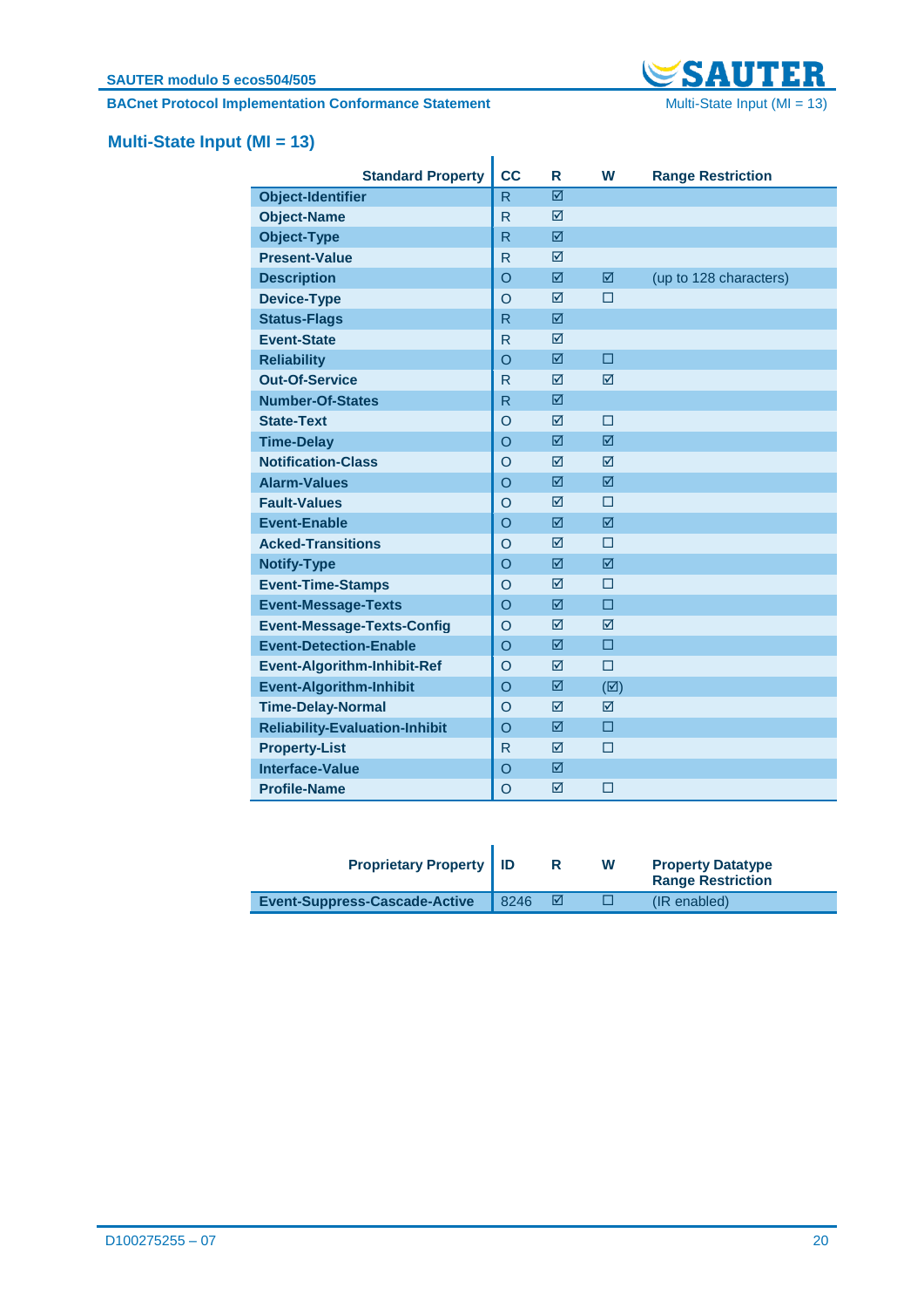## Multi-State Input (MI = 13)

| Standard Property | CC | R | W | Range Restriction |
|---|---|---|---|---|
| **Object-Identifier** | R | ☑ | | |
| **Object-Name** | R | ☑ | | |
| **Object-Type** | R | ☑ | | |
| **Present-Value** | R | ☑ | | |
| **Description** | O | ☑ | ☑ | (up to 128 characters) |
| **Device-Type** | O | ☑ | ☐ | |
| **Status-Flags** | R | ☑ | | |
| **Event-State** | R | ☑ | | |
| **Reliability** | O | ☑ | ☐ | |
| **Out-Of-Service** | R | ☑ | ☑ | |
| **Number-Of-States** | R | ☑ | | |
| **State-Text** | O | ☑ | ☐ | |
| **Time-Delay** | O | ☑ | ☑ | |
| **Notification-Class** | O | ☑ | ☑ | |
| **Alarm-Values** | O | ☑ | ☑ | |
| **Fault-Values** | O | ☑ | ☐ | |
| **Event-Enable** | O | ☑ | ☑ | |
| **Acked-Transitions** | O | ☑ | ☐ | |
| **Notify-Type** | O | ☑ | ☑ | |
| **Event-Time-Stamps** | O | ☑ | ☐ | |
| **Event-Message-Texts** | O | ☑ | ☐ | |
| **Event-Message-Texts-Config** | O | ☑ | ☑ | |
| **Event-Detection-Enable** | O | ☑ | ☐ | |
| **Event-Algorithm-Inhibit-Ref** | O | ☑ | ☐ | |
| **Event-Algorithm-Inhibit** | O | ☑ | (☑) | |
| **Time-Delay-Normal** | O | ☑ | ☑ | |
| **Reliability-Evaluation-Inhibit** | O | ☑ | ☐ | |
| **Property-List** | R | ☑ | ☐ | |
| **Interface-Value** | O | ☑ | | |
| **Profile-Name** | O | ☑ | ☐ | |

| Proprietary Property | ID | R | W | Property Datatype Range Restriction |
|---|---|---|---|---|
| **Event-Suppress-Cascade-Active** | 8246 | ☑ | ☐ | (IR enabled) |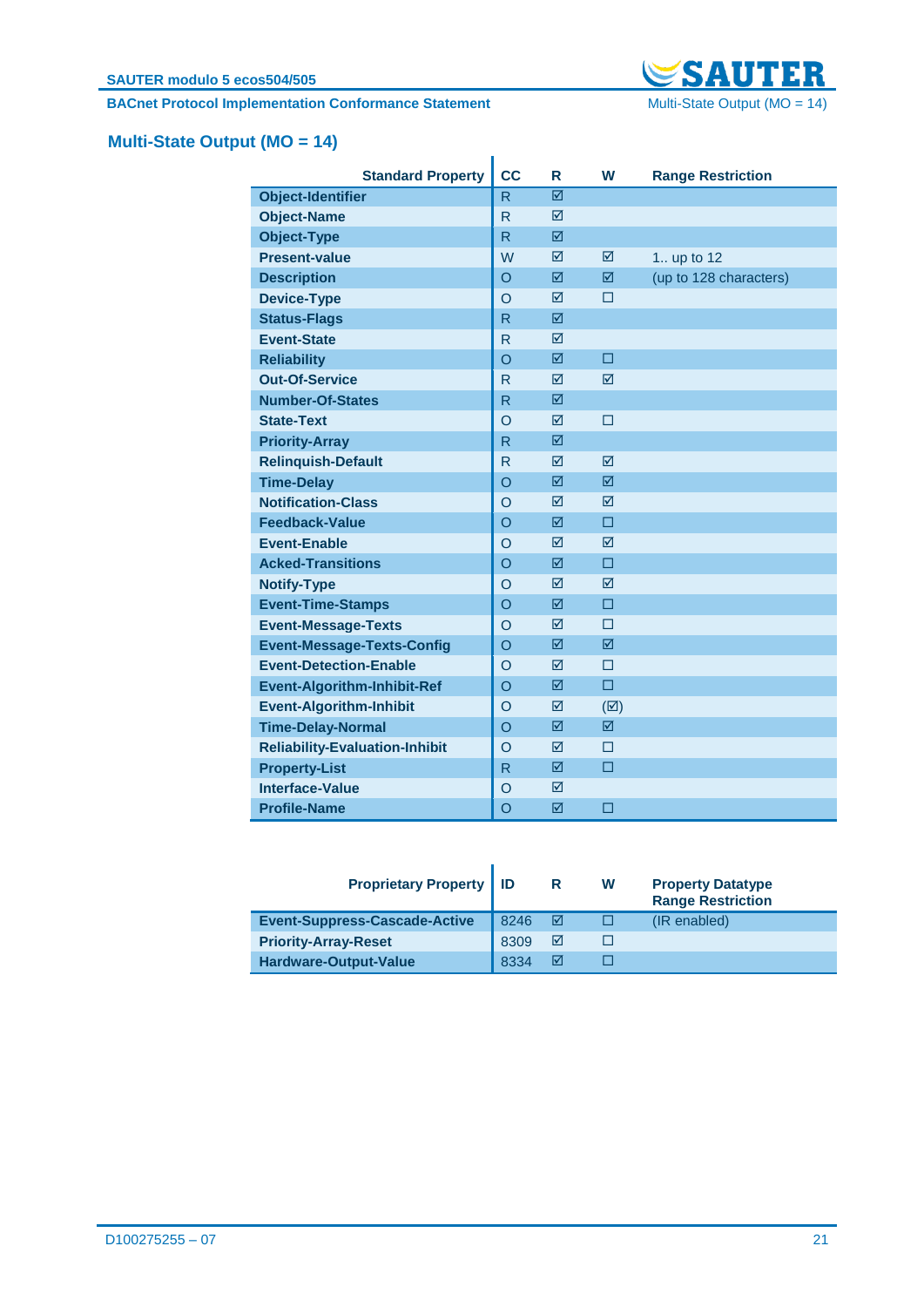## Multi-State Output (MO = 14)

| Standard Property | CC | R | W | Range Restriction |
|---|---|---|---|---|
| **Object-Identifier** | R | ☑ | | |
| **Object-Name** | R | ☑ | | |
| **Object-Type** | R | ☑ | | |
| **Present-value** | W | ☑ | ☑ | 1.. up to 12 |
| **Description** | O | ☑ | ☑ | (up to 128 characters) |
| **Device-Type** | O | ☑ | ☐ | |
| **Status-Flags** | R | ☑ | | |
| **Event-State** | R | ☑ | | |
| **Reliability** | O | ☑ | ☐ | |
| **Out-Of-Service** | R | ☑ | ☑ | |
| **Number-Of-States** | R | ☑ | | |
| **State-Text** | O | ☑ | ☐ | |
| **Priority-Array** | R | ☑ | | |
| **Relinquish-Default** | R | ☑ | ☑ | |
| **Time-Delay** | O | ☑ | ☑ | |
| **Notification-Class** | O | ☑ | ☑ | |
| **Feedback-Value** | O | ☑ | ☐ | |
| **Event-Enable** | O | ☑ | ☑ | |
| **Acked-Transitions** | O | ☑ | ☐ | |
| **Notify-Type** | O | ☑ | ☑ | |
| **Event-Time-Stamps** | O | ☑ | ☐ | |
| **Event-Message-Texts** | O | ☑ | ☐ | |
| **Event-Message-Texts-Config** | O | ☑ | ☑ | |
| **Event-Detection-Enable** | O | ☑ | ☐ | |
| **Event-Algorithm-Inhibit-Ref** | O | ☑ | ☐ | |
| **Event-Algorithm-Inhibit** | O | ☑ | (☑) | |
| **Time-Delay-Normal** | O | ☑ | ☑ | |
| **Reliability-Evaluation-Inhibit** | O | ☑ | ☐ | |
| **Property-List** | R | ☑ | ☐ | |
| **Interface-Value** | O | ☑ | | |
| **Profile-Name** | O | ☑ | ☐ | |

| Proprietary Property | ID | R | W | Property Datatype Range Restriction |
|---|---|---|---|---|
| **Event-Suppress-Cascade-Active** | 8246 | ☑ | ☐ | (IR enabled) |
| **Priority-Array-Reset** | 8309 | ☑ | ☐ | |
| **Hardware-Output-Value** | 8334 | ☑ | ☐ | |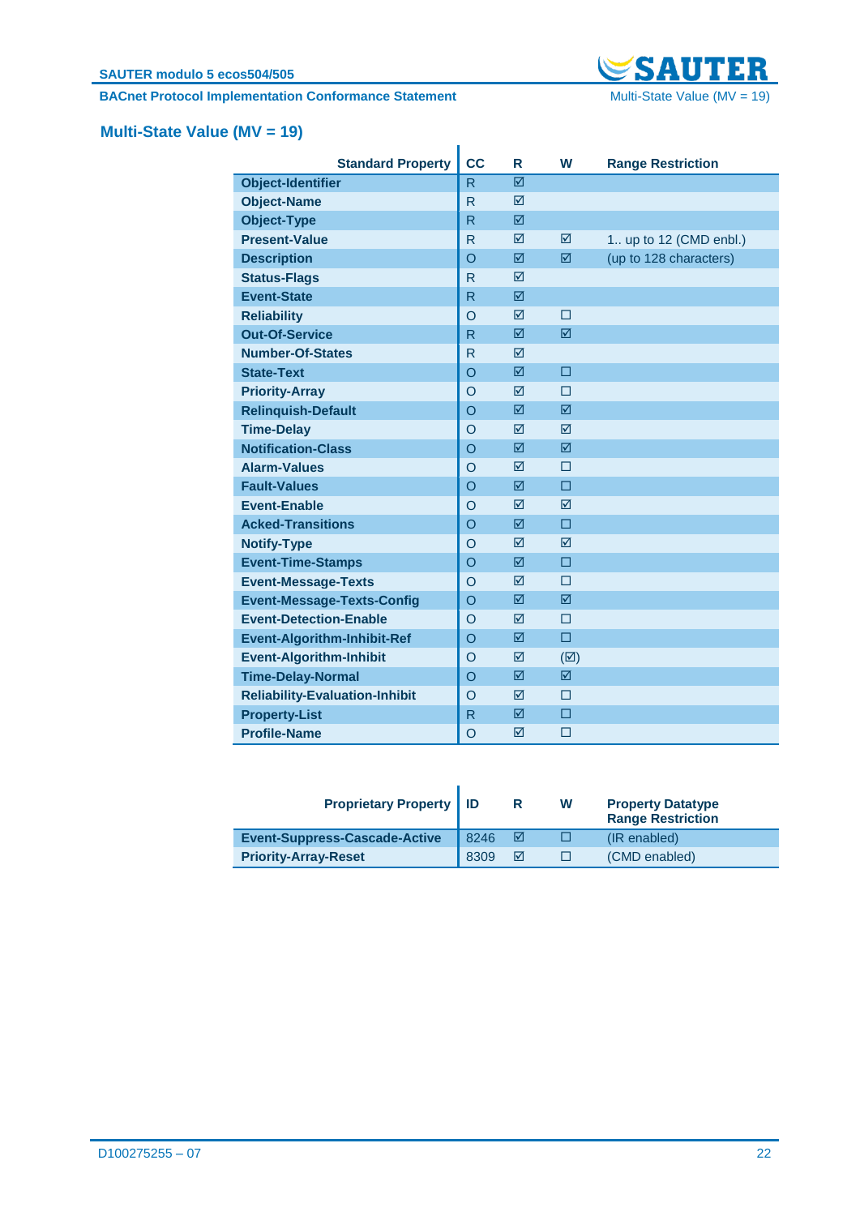## Multi-State Value (MV = 19)

| Standard Property | CC | R | W | Range Restriction |
|---|---|---|---|---|
| Object-Identifier | R | ☑ | | |
| Object-Name | R | ☑ | | |
| Object-Type | R | ☑ | | |
| Present-Value | R | ☑ | ☑ | 1.. up to 12 (CMD enbl.) |
| Description | O | ☑ | ☑ | (up to 128 characters) |
| Status-Flags | R | ☑ | | |
| Event-State | R | ☑ | | |
| Reliability | O | ☑ | ☐ | |
| Out-Of-Service | R | ☑ | ☑ | |
| Number-Of-States | R | ☑ | | |
| State-Text | O | ☑ | ☐ | |
| Priority-Array | O | ☑ | ☐ | |
| Relinquish-Default | O | ☑ | ☑ | |
| Time-Delay | O | ☑ | ☑ | |
| Notification-Class | O | ☑ | ☑ | |
| Alarm-Values | O | ☑ | ☐ | |
| Fault-Values | O | ☑ | ☐ | |
| Event-Enable | O | ☑ | ☑ | |
| Acked-Transitions | O | ☑ | ☐ | |
| Notify-Type | O | ☑ | ☑ | |
| Event-Time-Stamps | O | ☑ | ☐ | |
| Event-Message-Texts | O | ☑ | ☐ | |
| Event-Message-Texts-Config | O | ☑ | ☑ | |
| Event-Detection-Enable | O | ☑ | ☐ | |
| Event-Algorithm-Inhibit-Ref | O | ☑ | ☐ | |
| Event-Algorithm-Inhibit | O | ☑ | (☑) | |
| Time-Delay-Normal | O | ☑ | ☑ | |
| Reliability-Evaluation-Inhibit | O | ☑ | ☐ | |
| Property-List | R | ☑ | ☐ | |
| Profile-Name | O | ☑ | ☐ | |

| Proprietary Property | ID | R | W | Property Datatype Range Restriction |
|---|---|---|---|---|
| Event-Suppress-Cascade-Active | 8246 | ☑ | ☐ | (IR enabled) |
| Priority-Array-Reset | 8309 | ☑ | ☐ | (CMD enabled) |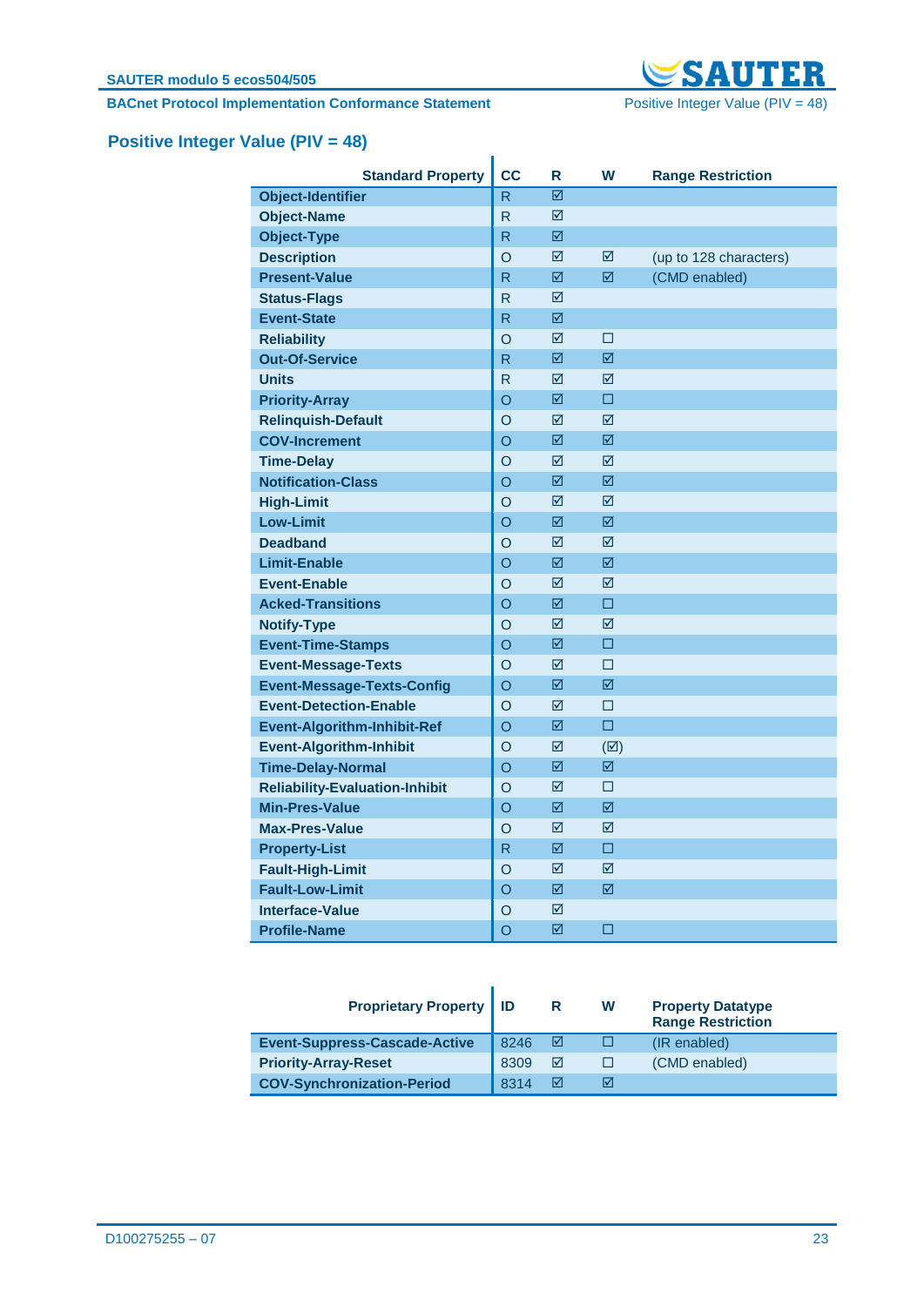## Positive Integer Value (PIV = 48)

| Standard Property | CC | R | W | Range Restriction |
|---|---|---|---|---|
| Object-Identifier | R | ☑ | | |
| Object-Name | R | ☑ | | |
| Object-Type | R | ☑ | | |
| Description | O | ☑ | ☑ | (up to 128 characters) |
| Present-Value | R | ☑ | ☑ | (CMD enabled) |
| Status-Flags | R | ☑ | | |
| Event-State | R | ☑ | | |
| Reliability | O | ☑ | ☐ | |
| Out-Of-Service | R | ☑ | ☑ | |
| Units | R | ☑ | ☑ | |
| Priority-Array | O | ☑ | ☐ | |
| Relinquish-Default | O | ☑ | ☑ | |
| COV-Increment | O | ☑ | ☑ | |
| Time-Delay | O | ☑ | ☑ | |
| Notification-Class | O | ☑ | ☑ | |
| High-Limit | O | ☑ | ☑ | |
| Low-Limit | O | ☑ | ☑ | |
| Deadband | O | ☑ | ☑ | |
| Limit-Enable | O | ☑ | ☑ | |
| Event-Enable | O | ☑ | ☑ | |
| Acked-Transitions | O | ☑ | ☐ | |
| Notify-Type | O | ☑ | ☑ | |
| Event-Time-Stamps | O | ☑ | ☐ | |
| Event-Message-Texts | O | ☑ | ☐ | |
| Event-Message-Texts-Config | O | ☑ | ☑ | |
| Event-Detection-Enable | O | ☑ | ☐ | |
| Event-Algorithm-Inhibit-Ref | O | ☑ | ☐ | |
| Event-Algorithm-Inhibit | O | ☑ | (☑) | |
| Time-Delay-Normal | O | ☑ | ☑ | |
| Reliability-Evaluation-Inhibit | O | ☑ | ☐ | |
| Min-Pres-Value | O | ☑ | ☑ | |
| Max-Pres-Value | O | ☑ | ☑ | |
| Property-List | R | ☑ | ☐ | |
| Fault-High-Limit | O | ☑ | ☑ | |
| Fault-Low-Limit | O | ☑ | ☑ | |
| Interface-Value | O | ☑ | | |
| Profile-Name | O | ☑ | ☐ | |

| Proprietary Property | ID | R | W | Property Datatype Range Restriction |
|---|---|---|---|---|
| Event-Suppress-Cascade-Active | 8246 | ☑ | ☐ | (IR enabled) |
| Priority-Array-Reset | 8309 | ☑ | ☐ | (CMD enabled) |
| COV-Synchronization-Period | 8314 | ☑ | ☑ | |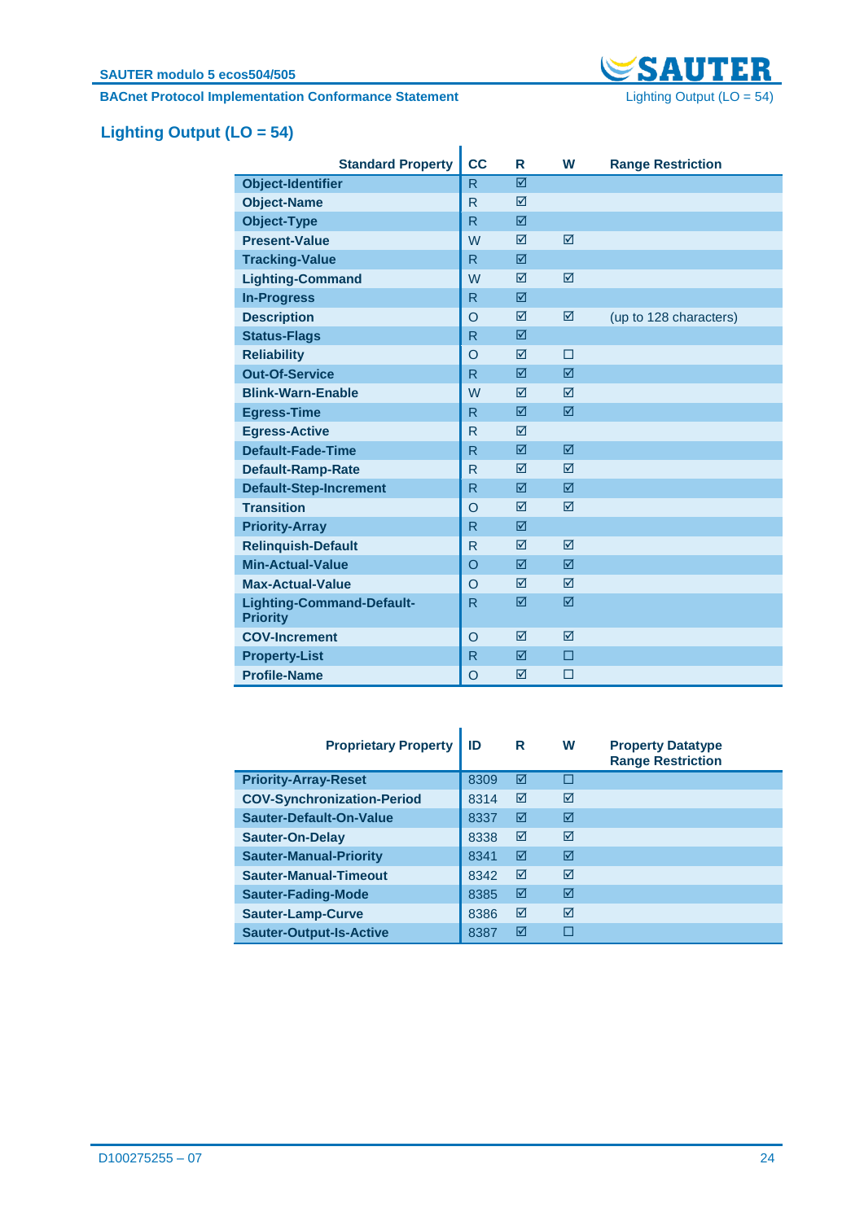## Lighting Output (LO = 54)

| Standard Property | CC | R | W | Range Restriction |
|---|---|---|---|---|
| Object-Identifier | R | ☑ | | |
| Object-Name | R | ☑ | | |
| Object-Type | R | ☑ | | |
| Present-Value | W | ☑ | ☑ | |
| Tracking-Value | R | ☑ | | |
| Lighting-Command | W | ☑ | ☑ | |
| In-Progress | R | ☑ | | |
| Description | O | ☑ | ☑ | (up to 128 characters) |
| Status-Flags | R | ☑ | | |
| Reliability | O | ☑ | ☐ | |
| Out-Of-Service | R | ☑ | ☑ | |
| Blink-Warn-Enable | W | ☑ | ☑ | |
| Egress-Time | R | ☑ | ☑ | |
| Egress-Active | R | ☑ | | |
| Default-Fade-Time | R | ☑ | ☑ | |
| Default-Ramp-Rate | R | ☑ | ☑ | |
| Default-Step-Increment | R | ☑ | ☑ | |
| Transition | O | ☑ | ☑ | |
| Priority-Array | R | ☑ | | |
| Relinquish-Default | R | ☑ | ☑ | |
| Min-Actual-Value | O | ☑ | ☑ | |
| Max-Actual-Value | O | ☑ | ☑ | |
| Lighting-Command-Default-Priority | R | ☑ | ☑ | |
| COV-Increment | O | ☑ | ☑ | |
| Property-List | R | ☑ | ☐ | |
| Profile-Name | O | ☑ | ☐ | |

| Proprietary Property | ID | R | W | Property Datatype Range Restriction |
|---|---|---|---|---|
| Priority-Array-Reset | 8309 | ☑ | ☐ | |
| COV-Synchronization-Period | 8314 | ☑ | ☑ | |
| Sauter-Default-On-Value | 8337 | ☑ | ☑ | |
| Sauter-On-Delay | 8338 | ☑ | ☑ | |
| Sauter-Manual-Priority | 8341 | ☑ | ☑ | |
| Sauter-Manual-Timeout | 8342 | ☑ | ☑ | |
| Sauter-Fading-Mode | 8385 | ☑ | ☑ | |
| Sauter-Lamp-Curve | 8386 | ☑ | ☑ | |
| Sauter-Output-Is-Active | 8387 | ☑ | ☐ | |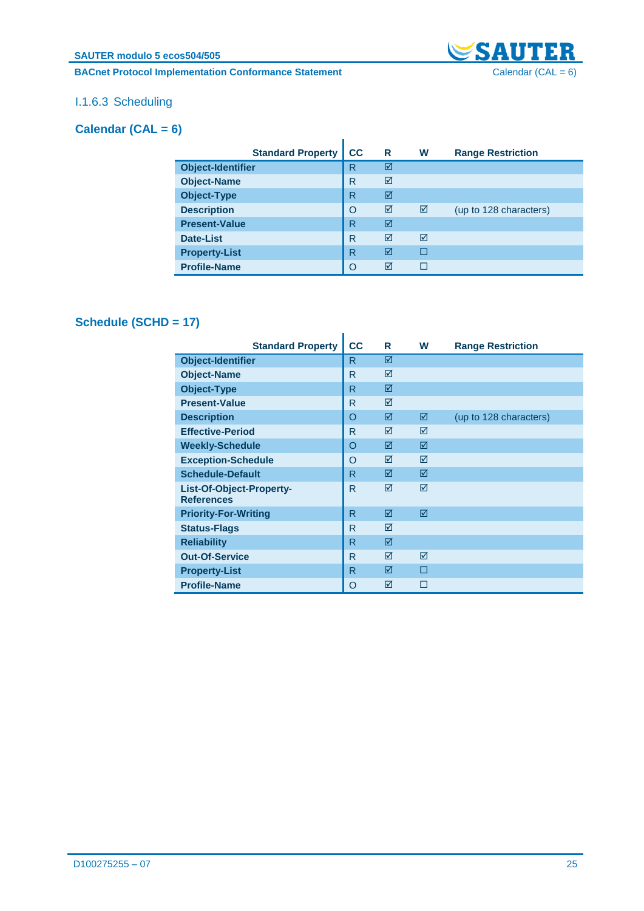### I.1.6.3 Scheduling

#### Calendar (CAL = 6)

| Standard Property | CC | R | W | Range Restriction |
|---|---|---|---|---|
| **Object-Identifier** | R | ☑ | | |
| **Object-Name** | R | ☑ | | |
| **Object-Type** | R | ☑ | | |
| **Description** | O | ☑ | ☑ | (up to 128 characters) |
| **Present-Value** | R | ☑ | | |
| **Date-List** | R | ☑ | ☑ | |
| **Property-List** | R | ☑ | ☐ | |
| **Profile-Name** | O | ☑ | ☐ | |

#### Schedule (SCHD = 17)

| Standard Property | CC | R | W | Range Restriction |
|---|---|---|---|---|
| **Object-Identifier** | R | ☑ | | |
| **Object-Name** | R | ☑ | | |
| **Object-Type** | R | ☑ | | |
| **Present-Value** | R | ☑ | | |
| **Description** | O | ☑ | ☑ | (up to 128 characters) |
| **Effective-Period** | R | ☑ | ☑ | |
| **Weekly-Schedule** | O | ☑ | ☑ | |
| **Exception-Schedule** | O | ☑ | ☑ | |
| **Schedule-Default** | R | ☑ | ☑ | |
| **List-Of-Object-Property-References** | R | ☑ | ☑ | |
| **Priority-For-Writing** | R | ☑ | ☑ | |
| **Status-Flags** | R | ☑ | | |
| **Reliability** | R | ☑ | | |
| **Out-Of-Service** | R | ☑ | ☑ | |
| **Property-List** | R | ☑ | ☐ | |
| **Profile-Name** | O | ☑ | ☐ | |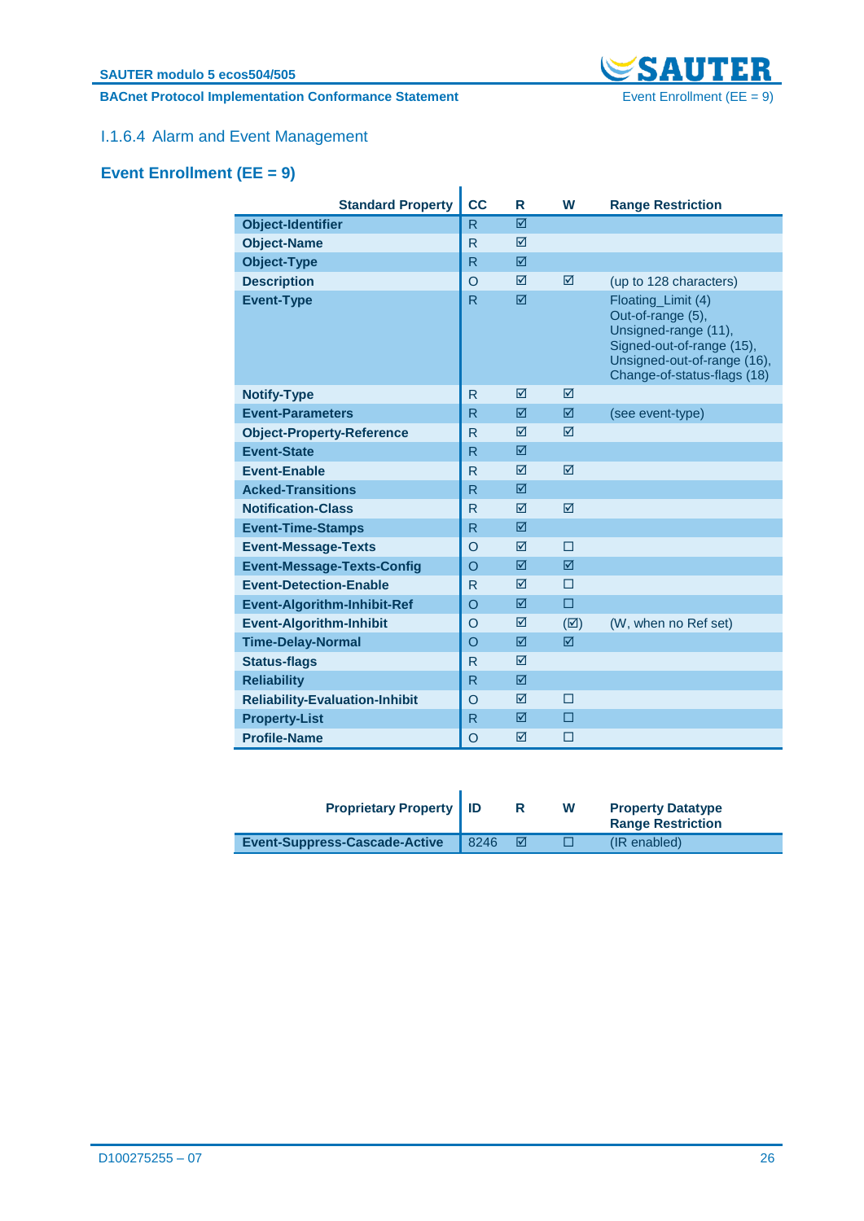### I.1.6.4 Alarm and Event Management

## Event Enrollment (EE = 9)

| Standard Property | CC | R | W | Range Restriction |
|---|---|---|---|---|
| **Object-Identifier** | R | ☑ | | |
| **Object-Name** | R | ☑ | | |
| **Object-Type** | R | ☑ | | |
| **Description** | O | ☑ | ☑ | (up to 128 characters) |
| **Event-Type** | R | ☑ | | Floating_Limit (4) Out-of-range (5), Unsigned-range (11), Signed-out-of-range (15), Unsigned-out-of-range (16), Change-of-status-flags (18) |
| **Notify-Type** | R | ☑ | ☑ | |
| **Event-Parameters** | R | ☑ | ☑ | (see event-type) |
| **Object-Property-Reference** | R | ☑ | ☑ | |
| **Event-State** | R | ☑ | | |
| **Event-Enable** | R | ☑ | ☑ | |
| **Acked-Transitions** | R | ☑ | | |
| **Notification-Class** | R | ☑ | ☑ | |
| **Event-Time-Stamps** | R | ☑ | | |
| **Event-Message-Texts** | O | ☑ | ☐ | |
| **Event-Message-Texts-Config** | O | ☑ | ☑ | |
| **Event-Detection-Enable** | R | ☑ | ☐ | |
| **Event-Algorithm-Inhibit-Ref** | O | ☑ | ☐ | |
| **Event-Algorithm-Inhibit** | O | ☑ | (☑) | (W, when no Ref set) |
| **Time-Delay-Normal** | O | ☑ | ☑ | |
| **Status-flags** | R | ☑ | | |
| **Reliability** | R | ☑ | | |
| **Reliability-Evaluation-Inhibit** | O | ☑ | ☐ | |
| **Property-List** | R | ☑ | ☐ | |
| **Profile-Name** | O | ☑ | ☐ | |

| Proprietary Property | ID | R | W | Property Datatype Range Restriction |
|---|---|---|---|---|
| **Event-Suppress-Cascade-Active** | 8246 | ☑ | ☐ | (IR enabled) |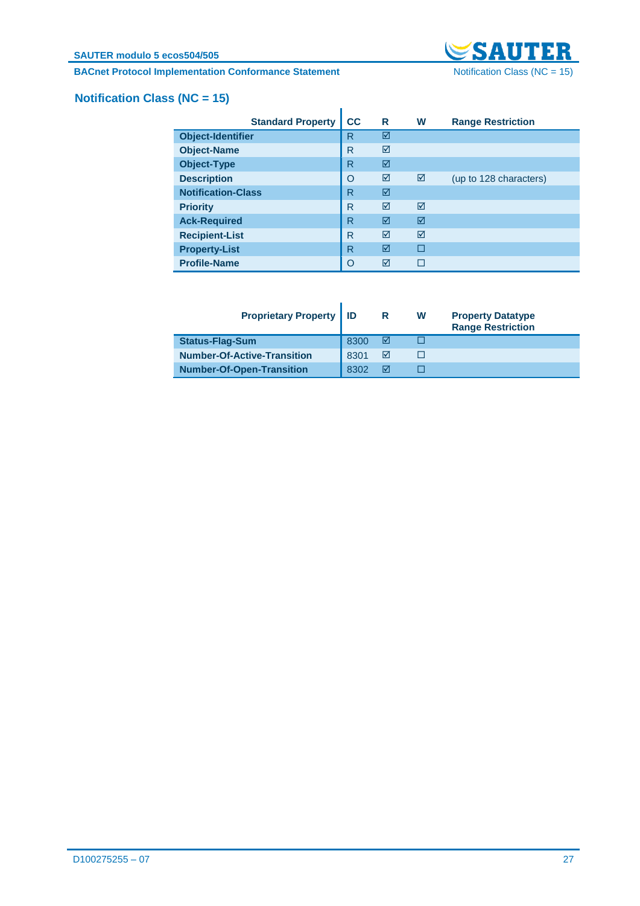## Notification Class (NC = 15)

| Standard Property | CC | R | W | Range Restriction |
|---|---|---|---|---|
| **Object-Identifier** | R | ☑ | | |
| **Object-Name** | R | ☑ | | |
| **Object-Type** | R | ☑ | | |
| **Description** | O | ☑ | ☑ | (up to 128 characters) |
| **Notification-Class** | R | ☑ | | |
| **Priority** | R | ☑ | ☑ | |
| **Ack-Required** | R | ☑ | ☑ | |
| **Recipient-List** | R | ☑ | ☑ | |
| **Property-List** | R | ☑ | ☐ | |
| **Profile-Name** | O | ☑ | ☐ | |

| Proprietary Property | ID | R | W | Property Datatype Range Restriction |
|---|---|---|---|---|
| **Status-Flag-Sum** | 8300 | ☑ | ☐ | |
| **Number-Of-Active-Transition** | 8301 | ☑ | ☐ | |
| **Number-Of-Open-Transition** | 8302 | ☑ | ☐ | |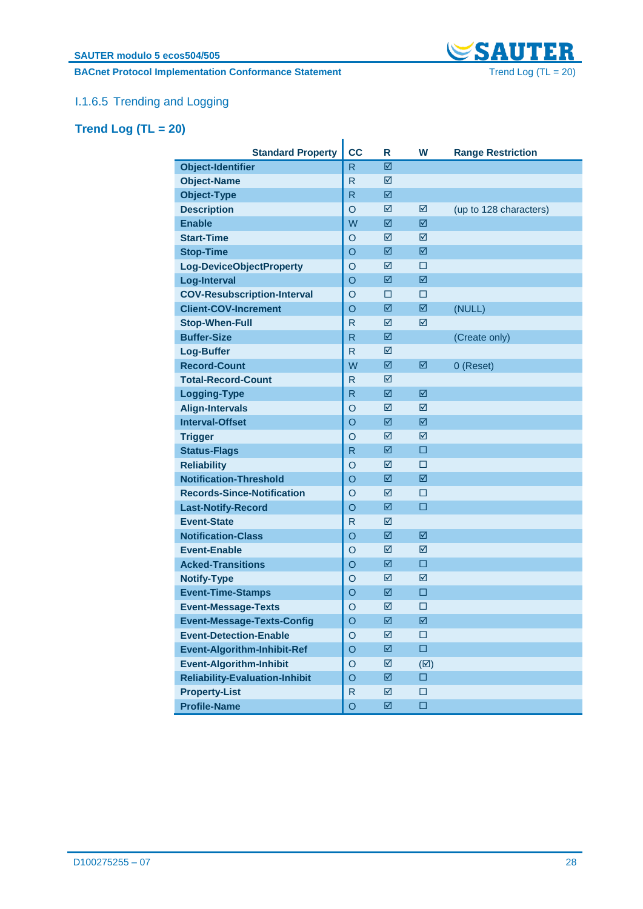## I.1.6.5 Trending and Logging

### Trend Log (TL = 20)

| Standard Property | CC | R | W | Range Restriction |
|---|---|---|---|---|
| **Object-Identifier** | R | ☑ | | |
| **Object-Name** | R | ☑ | | |
| **Object-Type** | R | ☑ | | |
| **Description** | O | ☑ | ☑ | (up to 128 characters) |
| **Enable** | W | ☑ | ☑ | |
| **Start-Time** | O | ☑ | ☑ | |
| **Stop-Time** | O | ☑ | ☑ | |
| **Log-DeviceObjectProperty** | O | ☑ | ☐ | |
| **Log-Interval** | O | ☑ | ☑ | |
| **COV-Resubscription-Interval** | O | ☐ | ☐ | |
| **Client-COV-Increment** | O | ☑ | ☑ | (NULL) |
| **Stop-When-Full** | R | ☑ | ☑ | |
| **Buffer-Size** | R | ☑ | | (Create only) |
| **Log-Buffer** | R | ☑ | | |
| **Record-Count** | W | ☑ | ☑ | 0 (Reset) |
| **Total-Record-Count** | R | ☑ | | |
| **Logging-Type** | R | ☑ | ☑ | |
| **Align-Intervals** | O | ☑ | ☑ | |
| **Interval-Offset** | O | ☑ | ☑ | |
| **Trigger** | O | ☑ | ☑ | |
| **Status-Flags** | R | ☑ | ☐ | |
| **Reliability** | O | ☑ | ☐ | |
| **Notification-Threshold** | O | ☑ | ☑ | |
| **Records-Since-Notification** | O | ☑ | ☐ | |
| **Last-Notify-Record** | O | ☑ | ☐ | |
| **Event-State** | R | ☑ | | |
| **Notification-Class** | O | ☑ | ☑ | |
| **Event-Enable** | O | ☑ | ☑ | |
| **Acked-Transitions** | O | ☑ | ☐ | |
| **Notify-Type** | O | ☑ | ☑ | |
| **Event-Time-Stamps** | O | ☑ | ☐ | |
| **Event-Message-Texts** | O | ☑ | ☐ | |
| **Event-Message-Texts-Config** | O | ☑ | ☑ | |
| **Event-Detection-Enable** | O | ☑ | ☐ | |
| **Event-Algorithm-Inhibit-Ref** | O | ☑ | ☐ | |
| **Event-Algorithm-Inhibit** | O | ☑ | (☑) | |
| **Reliability-Evaluation-Inhibit** | O | ☑ | ☐ | |
| **Property-List** | R | ☑ | ☐ | |
| **Profile-Name** | O | ☑ | ☐ | |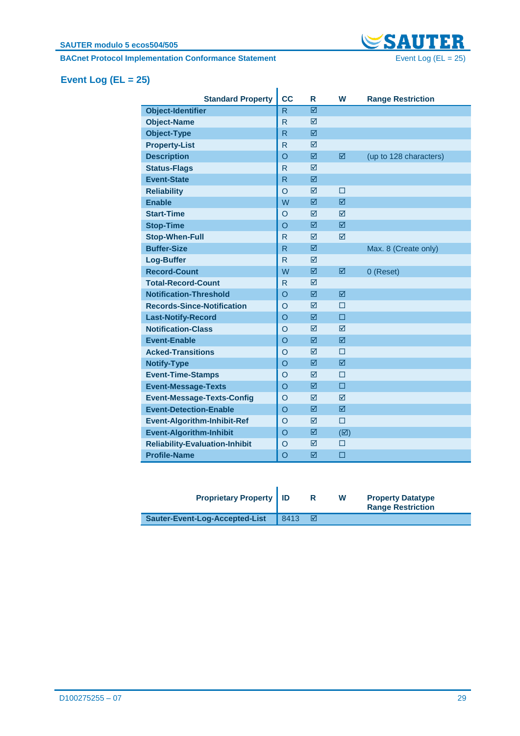## Event Log (EL = 25)

| Standard Property | CC | R | W | Range Restriction |
|---|---|---|---|---|
| Object-Identifier | R | ☑ | | |
| Object-Name | R | ☑ | | |
| Object-Type | R | ☑ | | |
| Property-List | R | ☑ | | |
| Description | O | ☑ | ☑ | (up to 128 characters) |
| Status-Flags | R | ☑ | | |
| Event-State | R | ☑ | | |
| Reliability | O | ☑ | ☐ | |
| Enable | W | ☑ | ☑ | |
| Start-Time | O | ☑ | ☑ | |
| Stop-Time | O | ☑ | ☑ | |
| Stop-When-Full | R | ☑ | ☑ | |
| Buffer-Size | R | ☑ | | Max. 8 (Create only) |
| Log-Buffer | R | ☑ | | |
| Record-Count | W | ☑ | ☑ | 0 (Reset) |
| Total-Record-Count | R | ☑ | | |
| Notification-Threshold | O | ☑ | ☑ | |
| Records-Since-Notification | O | ☑ | ☐ | |
| Last-Notify-Record | O | ☑ | ☐ | |
| Notification-Class | O | ☑ | ☑ | |
| Event-Enable | O | ☑ | ☑ | |
| Acked-Transitions | O | ☑ | ☐ | |
| Notify-Type | O | ☑ | ☑ | |
| Event-Time-Stamps | O | ☑ | ☐ | |
| Event-Message-Texts | O | ☑ | ☐ | |
| Event-Message-Texts-Config | O | ☑ | ☑ | |
| Event-Detection-Enable | O | ☑ | ☑ | |
| Event-Algorithm-Inhibit-Ref | O | ☑ | ☐ | |
| Event-Algorithm-Inhibit | O | ☑ | (☑) | |
| Reliability-Evaluation-Inhibit | O | ☑ | ☐ | |
| Profile-Name | O | ☑ | ☐ | |

| Proprietary Property | ID | R | W | Property Datatype Range Restriction |
|---|---|---|---|---|
| Sauter-Event-Log-Accepted-List | 8413 | ☑ | | |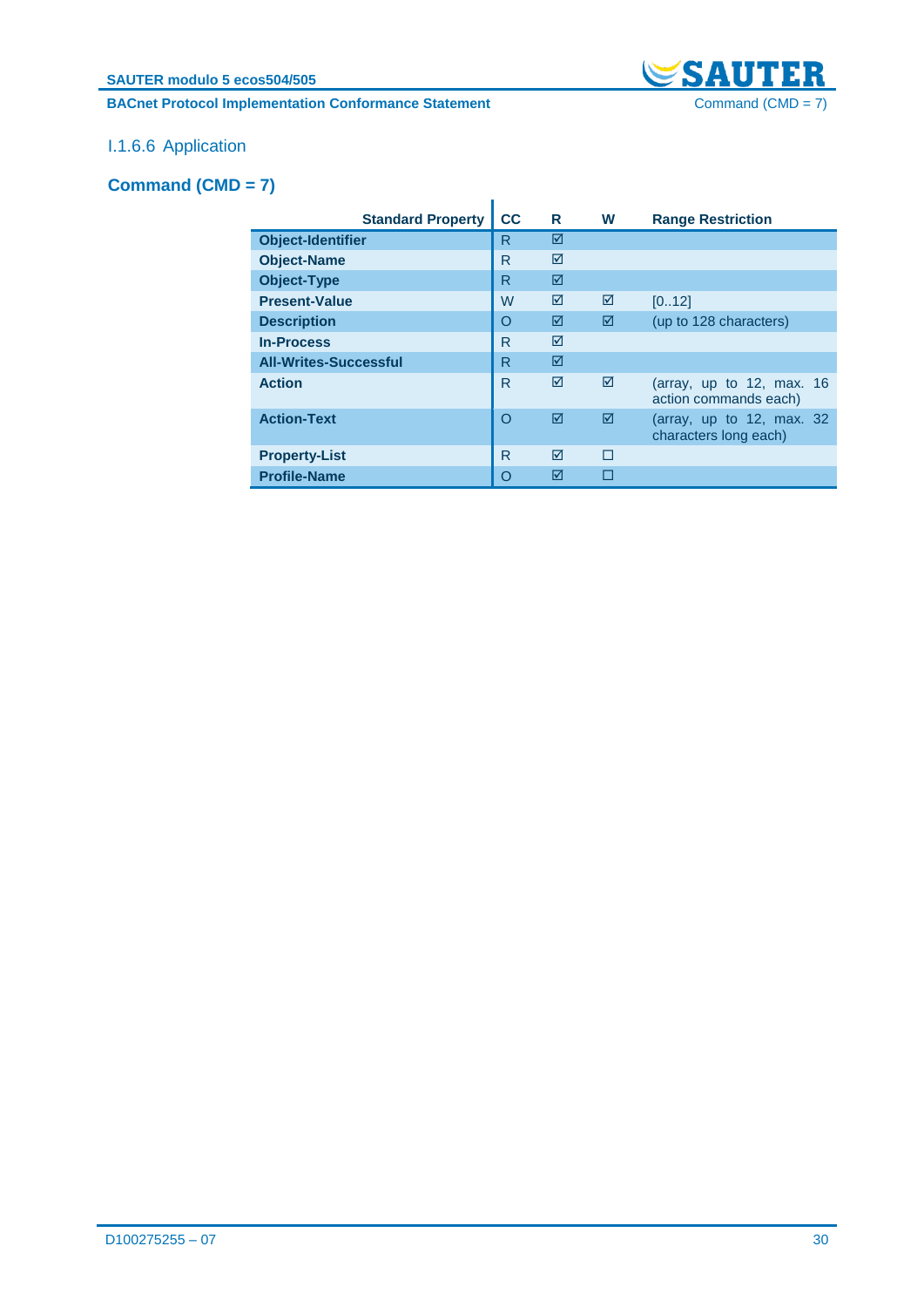### I.1.6.6 Application

## Command (CMD = 7)

| Standard Property | CC | R | W | Range Restriction |
|---|---|---|---|---|
| **Object-Identifier** | R | ☑ | | |
| **Object-Name** | R | ☑ | | |
| **Object-Type** | R | ☑ | | |
| **Present-Value** | W | ☑ | ☑ | [0..12] |
| **Description** | O | ☑ | ☑ | (up to 128 characters) |
| **In-Process** | R | ☑ | | |
| **All-Writes-Successful** | R | ☑ | | |
| **Action** | R | ☑ | ☑ | (array, up to 12, max. 16 action commands each) |
| **Action-Text** | O | ☑ | ☑ | (array, up to 12, max. 32 characters long each) |
| **Property-List** | R | ☑ | ☐ | |
| **Profile-Name** | O | ☑ | ☐ | |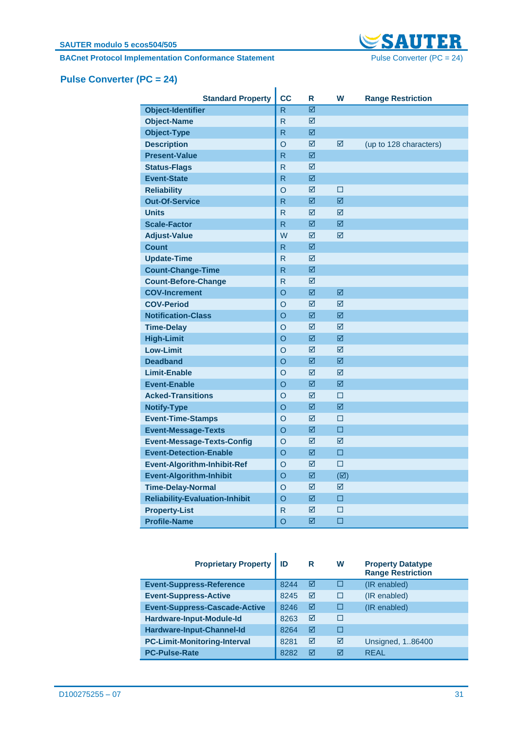## Pulse Converter (PC = 24)

| Standard Property | CC | R | W | Range Restriction |
|---|---|---|---|---|
| Object-Identifier | R | ☑ | | |
| Object-Name | R | ☑ | | |
| Object-Type | R | ☑ | | |
| Description | O | ☑ | ☑ | (up to 128 characters) |
| Present-Value | R | ☑ | | |
| Status-Flags | R | ☑ | | |
| Event-State | R | ☑ | | |
| Reliability | O | ☑ | ☐ | |
| Out-Of-Service | R | ☑ | ☑ | |
| Units | R | ☑ | ☑ | |
| Scale-Factor | R | ☑ | ☑ | |
| Adjust-Value | W | ☑ | ☑ | |
| Count | R | ☑ | | |
| Update-Time | R | ☑ | | |
| Count-Change-Time | R | ☑ | | |
| Count-Before-Change | R | ☑ | | |
| COV-Increment | O | ☑ | ☑ | |
| COV-Period | O | ☑ | ☑ | |
| Notification-Class | O | ☑ | ☑ | |
| Time-Delay | O | ☑ | ☑ | |
| High-Limit | O | ☑ | ☑ | |
| Low-Limit | O | ☑ | ☑ | |
| Deadband | O | ☑ | ☑ | |
| Limit-Enable | O | ☑ | ☑ | |
| Event-Enable | O | ☑ | ☑ | |
| Acked-Transitions | O | ☑ | ☐ | |
| Notify-Type | O | ☑ | ☑ | |
| Event-Time-Stamps | O | ☑ | ☐ | |
| Event-Message-Texts | O | ☑ | ☐ | |
| Event-Message-Texts-Config | O | ☑ | ☑ | |
| Event-Detection-Enable | O | ☑ | ☐ | |
| Event-Algorithm-Inhibit-Ref | O | ☑ | ☐ | |
| Event-Algorithm-Inhibit | O | ☑ | (☑) | |
| Time-Delay-Normal | O | ☑ | ☑ | |
| Reliability-Evaluation-Inhibit | O | ☑ | ☐ | |
| Property-List | R | ☑ | ☐ | |
| Profile-Name | O | ☑ | ☐ | |

| Proprietary Property | ID | R | W | Property Datatype Range Restriction |
|---|---|---|---|---|
| Event-Suppress-Reference | 8244 | ☑ | ☐ | (IR enabled) |
| Event-Suppress-Active | 8245 | ☑ | ☐ | (IR enabled) |
| Event-Suppress-Cascade-Active | 8246 | ☑ | ☐ | (IR enabled) |
| Hardware-Input-Module-Id | 8263 | ☑ | ☐ | |
| Hardware-Input-Channel-Id | 8264 | ☑ | ☐ | |
| PC-Limit-Monitoring-Interval | 8281 | ☑ | ☑ | Unsigned, 1..86400 |
| PC-Pulse-Rate | 8282 | ☑ | ☑ | REAL |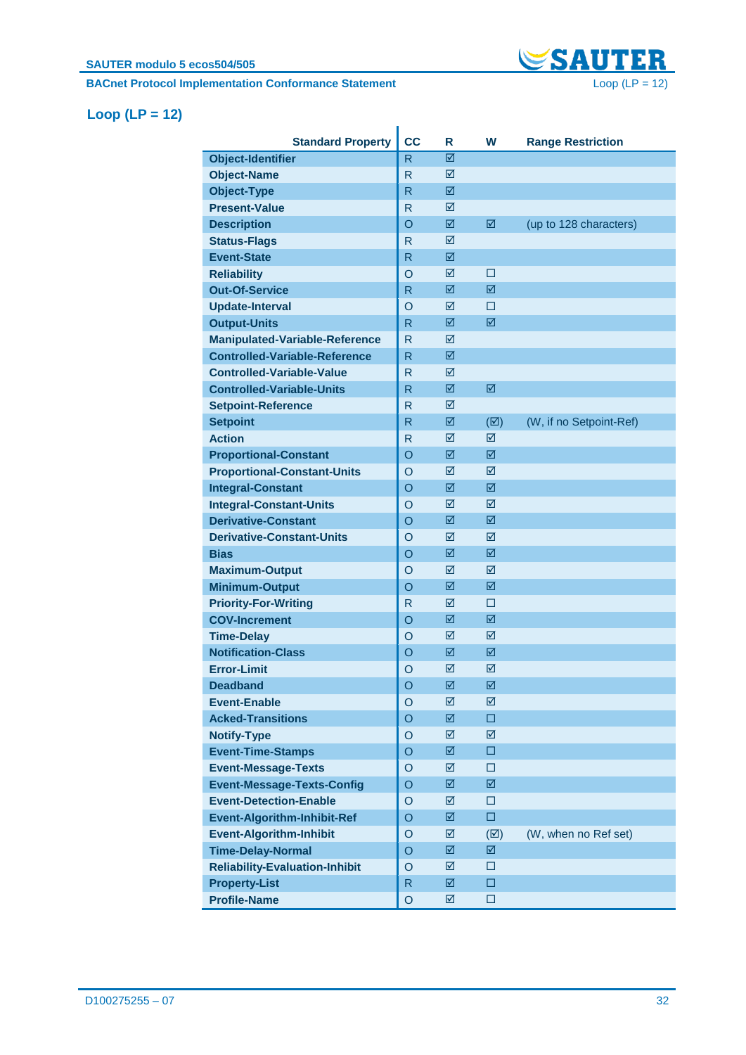## Loop (LP = 12)

| Standard Property | CC | R | W | Range Restriction |
|---|---|---|---|---|
| Object-Identifier | R | ☑ | | |
| Object-Name | R | ☑ | | |
| Object-Type | R | ☑ | | |
| Present-Value | R | ☑ | | |
| Description | O | ☑ | ☑ | (up to 128 characters) |
| Status-Flags | R | ☑ | | |
| Event-State | R | ☑ | | |
| Reliability | O | ☑ | ☐ | |
| Out-Of-Service | R | ☑ | ☑ | |
| Update-Interval | O | ☑ | ☐ | |
| Output-Units | R | ☑ | ☑ | |
| Manipulated-Variable-Reference | R | ☑ | | |
| Controlled-Variable-Reference | R | ☑ | | |
| Controlled-Variable-Value | R | ☑ | | |
| Controlled-Variable-Units | R | ☑ | ☑ | |
| Setpoint-Reference | R | ☑ | | |
| Setpoint | R | ☑ | (☑) | (W, if no Setpoint-Ref) |
| Action | R | ☑ | ☑ | |
| Proportional-Constant | O | ☑ | ☑ | |
| Proportional-Constant-Units | O | ☑ | ☑ | |
| Integral-Constant | O | ☑ | ☑ | |
| Integral-Constant-Units | O | ☑ | ☑ | |
| Derivative-Constant | O | ☑ | ☑ | |
| Derivative-Constant-Units | O | ☑ | ☑ | |
| Bias | O | ☑ | ☑ | |
| Maximum-Output | O | ☑ | ☑ | |
| Minimum-Output | O | ☑ | ☑ | |
| Priority-For-Writing | R | ☑ | ☐ | |
| COV-Increment | O | ☑ | ☑ | |
| Time-Delay | O | ☑ | ☑ | |
| Notification-Class | O | ☑ | ☑ | |
| Error-Limit | O | ☑ | ☑ | |
| Deadband | O | ☑ | ☑ | |
| Event-Enable | O | ☑ | ☑ | |
| Acked-Transitions | O | ☑ | ☐ | |
| Notify-Type | O | ☑ | ☑ | |
| Event-Time-Stamps | O | ☑ | ☐ | |
| Event-Message-Texts | O | ☑ | ☐ | |
| Event-Message-Texts-Config | O | ☑ | ☑ | |
| Event-Detection-Enable | O | ☑ | ☐ | |
| Event-Algorithm-Inhibit-Ref | O | ☑ | ☐ | |
| Event-Algorithm-Inhibit | O | ☑ | (☑) | (W, when no Ref set) |
| Time-Delay-Normal | O | ☑ | ☑ | |
| Reliability-Evaluation-Inhibit | O | ☑ | ☐ | |
| Property-List | R | ☑ | ☐ | |
| Profile-Name | O | ☑ | ☐ | |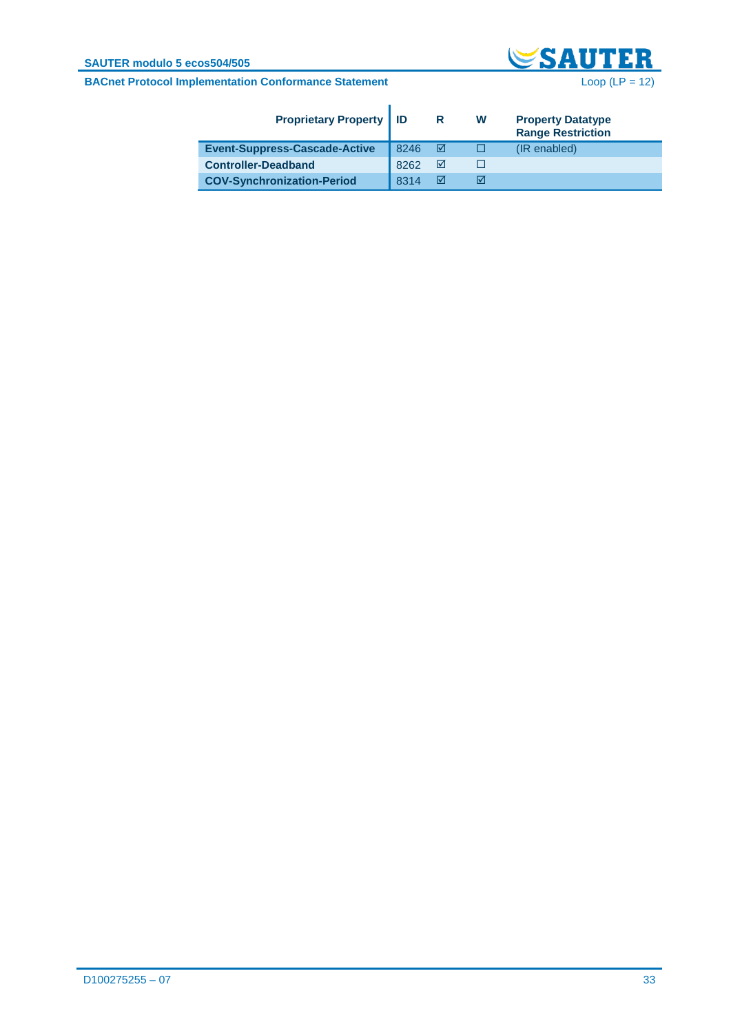| Proprietary Property | ID | R | W | Property Datatype Range Restriction |
|---|---|---|---|---|
| **Event-Suppress-Cascade-Active** | 8246 | ☑ | ☐ | (IR enabled) |
| **Controller-Deadband** | 8262 | ☑ | ☐ | |
| **COV-Synchronization-Period** | 8314 | ☑ | ☑ | |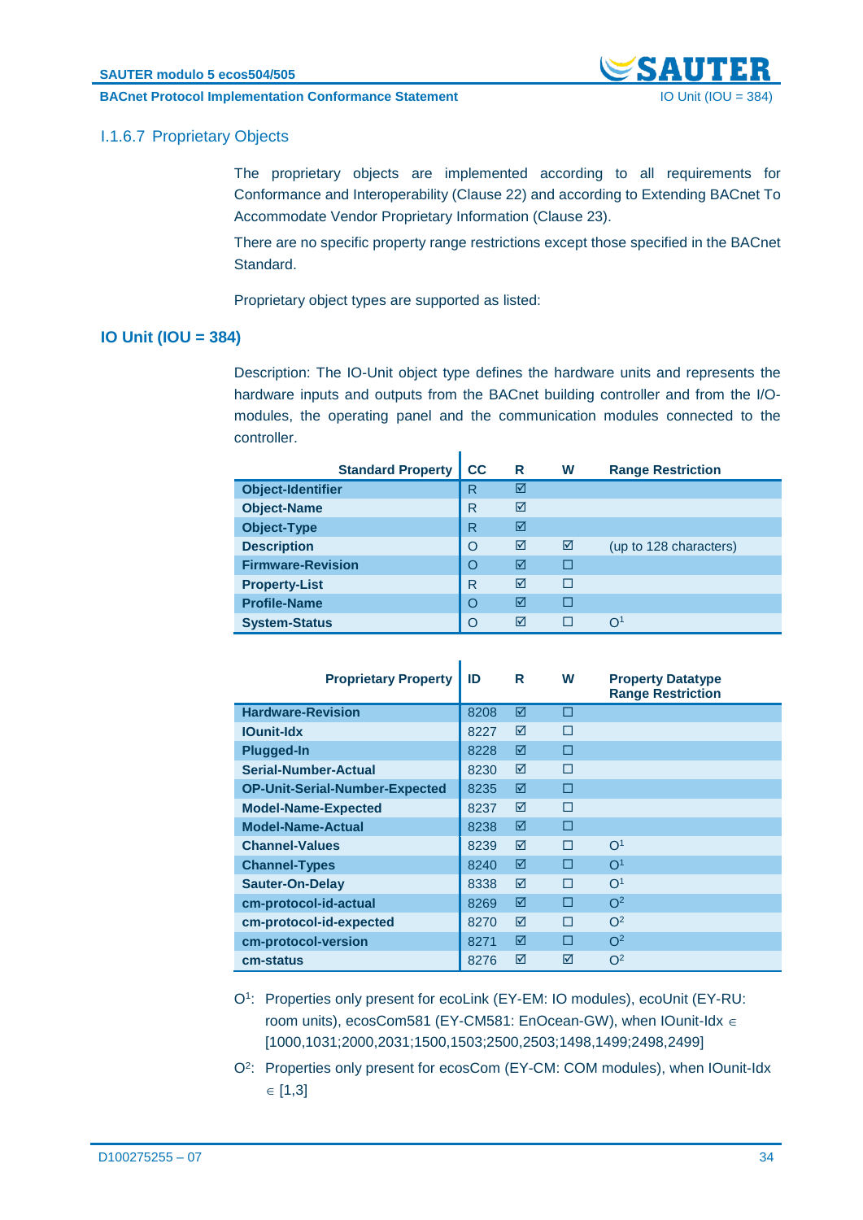### I.1.6.7 Proprietary Objects

The proprietary objects are implemented according to all requirements for Conformance and Interoperability (Clause 22) and according to Extending BACnet To Accommodate Vendor Proprietary Information (Clause 23).

There are no specific property range restrictions except those specified in the BACnet Standard.

Proprietary object types are supported as listed:

#### IO Unit (IOU = 384)

Description: The IO-Unit object type defines the hardware units and represents the hardware inputs and outputs from the BACnet building controller and from the I/O-modules, the operating panel and the communication modules connected to the controller.

| Standard Property | CC | R | W | Range Restriction |
|---|---|---|---|---|
| Object-Identifier | R | ☑ | | |
| Object-Name | R | ☑ | | |
| Object-Type | R | ☑ | | |
| Description | O | ☑ | ☑ | (up to 128 characters) |
| Firmware-Revision | O | ☑ | ☐ | |
| Property-List | R | ☑ | ☐ | |
| Profile-Name | O | ☑ | ☐ | |
| System-Status | O | ☑ | ☐ | O[1] |

| Proprietary Property | ID | R | W | Property Datatype Range Restriction |
|---|---|---|---|---|
| Hardware-Revision | 8208 | ☑ | ☐ | |
| IOunit-Idx | 8227 | ☑ | ☐ | |
| Plugged-In | 8228 | ☑ | ☐ | |
| Serial-Number-Actual | 8230 | ☑ | ☐ | |
| OP-Unit-Serial-Number-Expected | 8235 | ☑ | ☐ | |
| Model-Name-Expected | 8237 | ☑ | ☐ | |
| Model-Name-Actual | 8238 | ☑ | ☐ | |
| Channel-Values | 8239 | ☑ | ☐ | O[1] |
| Channel-Types | 8240 | ☑ | ☐ | O[1] |
| Sauter-On-Delay | 8338 | ☑ | ☐ | O[1] |
| cm-protocol-id-actual | 8269 | ☑ | ☐ | O[2] |
| cm-protocol-id-expected | 8270 | ☑ | ☐ | O[2] |
| cm-protocol-version | 8271 | ☑ | ☐ | O[2] |
| cm-status | 8276 | ☑ | ☑ | O[2] |

O[1]: Properties only present for ecoLink (EY-EM: IO modules), ecoUnit (EY-RU: room units), ecosCom581 (EY-CM581: EnOcean-GW), when IOunit-Idx ∈ [1000,1031;2000,2031;1500,1503;2500,2503;1498,1499;2498,2499]

O[2]: Properties only present for ecosCom (EY-CM: COM modules), when IOunit-Idx ∈ [1,3]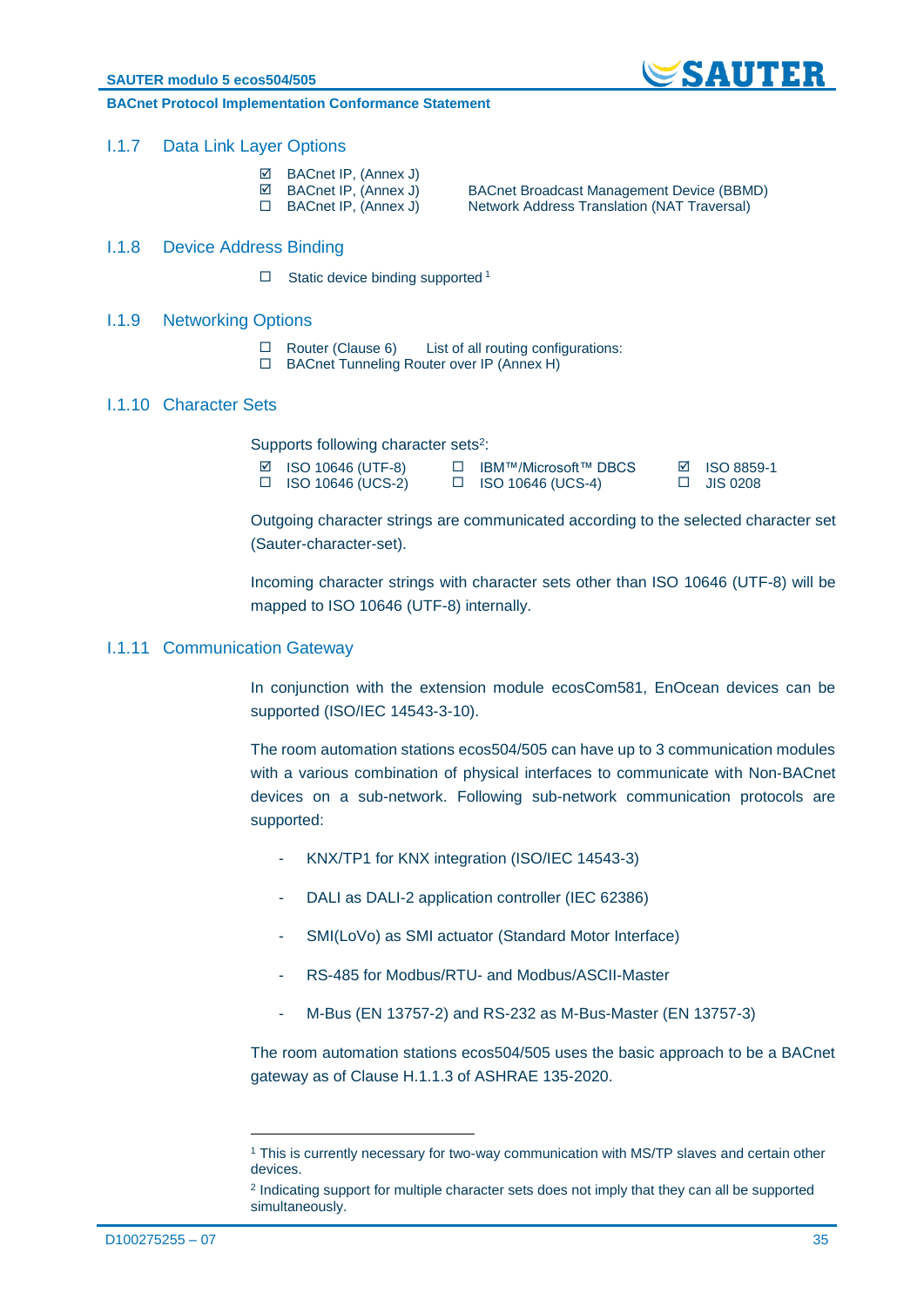### I.1.7 Data Link Layer Options

- ☑ BACnet IP, (Annex J)
- ☑ BACnet IP, (Annex J) BACnet Broadcast Management Device (BBMD)
- ☐ BACnet IP, (Annex J) Network Address Translation (NAT Traversal)

### I.1.8 Device Address Binding

- ☐ Static device binding supported [1]

### I.1.9 Networking Options

- ☐ Router (Clause 6) List of all routing configurations:
- ☐ BACnet Tunneling Router over IP (Annex H)

### I.1.10 Character Sets

Supports following character sets[2]:

| | | |
|---|---|---|
| ☑ ISO 10646 (UTF-8) | ☐ IBM™/Microsoft™ DBCS | ☑ ISO 8859-1 |
| ☐ ISO 10646 (UCS-2) | ☐ ISO 10646 (UCS-4) | ☐ JIS 0208 |

Outgoing character strings are communicated according to the selected character set (Sauter-character-set).

Incoming character strings with character sets other than ISO 10646 (UTF-8) will be mapped to ISO 10646 (UTF-8) internally.

### I.1.11 Communication Gateway

In conjunction with the extension module ecosCom581, EnOcean devices can be supported (ISO/IEC 14543-3-10).

The room automation stations ecos504/505 can have up to 3 communication modules with a various combination of physical interfaces to communicate with Non-BACnet devices on a sub-network. Following sub-network communication protocols are supported:

- KNX/TP1 for KNX integration (ISO/IEC 14543-3)
- DALI as DALI-2 application controller (IEC 62386)
- SMI(LoVo) as SMI actuator (Standard Motor Interface)
- RS-485 for Modbus/RTU- and Modbus/ASCII-Master
- M-Bus (EN 13757-2) and RS-232 as M-Bus-Master (EN 13757-3)

The room automation stations ecos504/505 uses the basic approach to be a BACnet gateway as of Clause H.1.1.3 of ASHRAE 135-2020.

---

[1] This is currently necessary for two-way communication with MS/TP slaves and certain other devices.

[2] Indicating support for multiple character sets does not imply that they can all be supported simultaneously.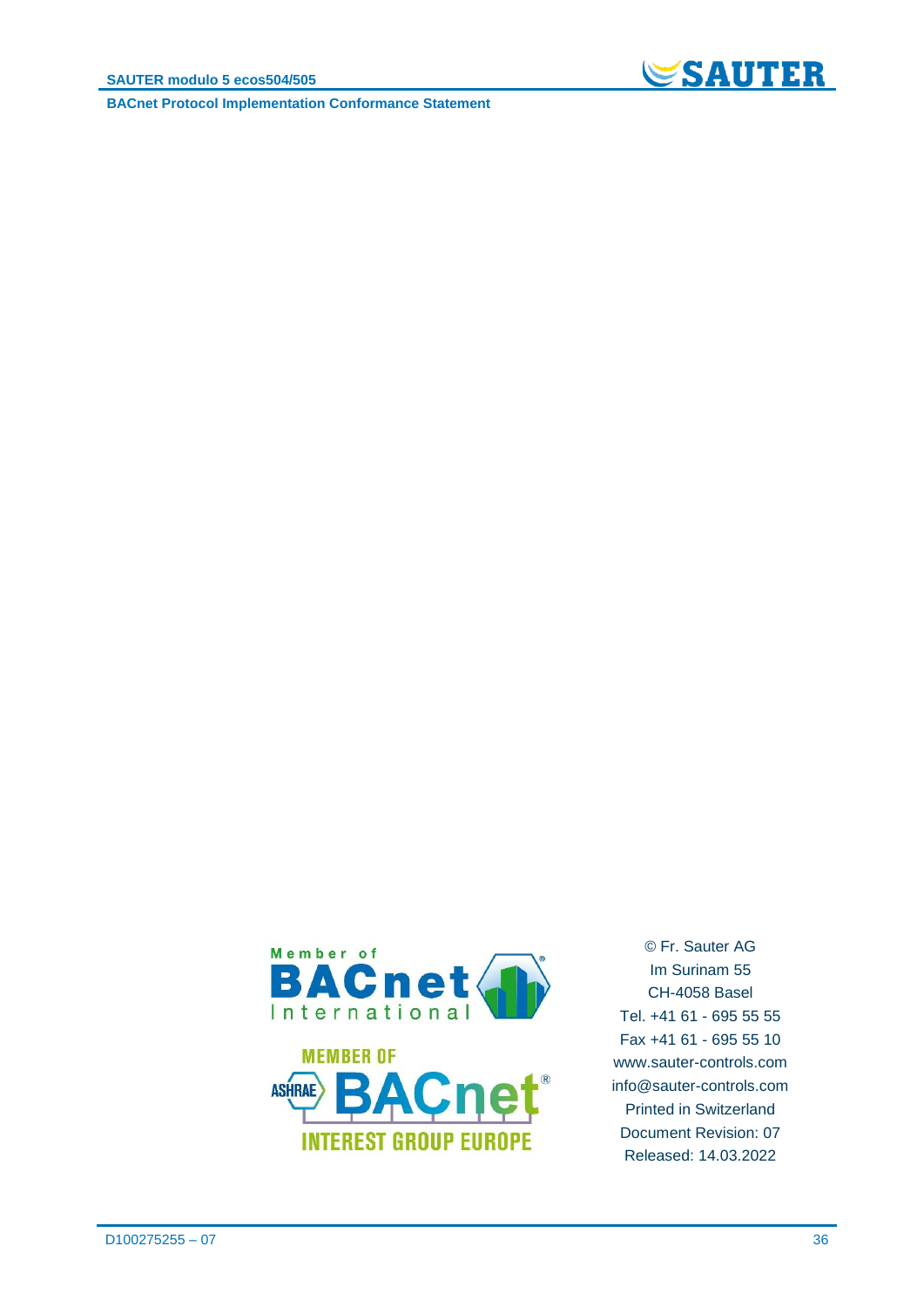Member of BACnet International

MEMBER OF ASHRAE BACnet® INTEREST GROUP EUROPE

© Fr. Sauter AG
Im Surinam 55
CH-4058 Basel
Tel. +41 61 - 695 55 55
Fax +41 61 - 695 55 10
www.sauter-controls.com
info@sauter-controls.com
Printed in Switzerland
Document Revision: 07
Released: 14.03.2022